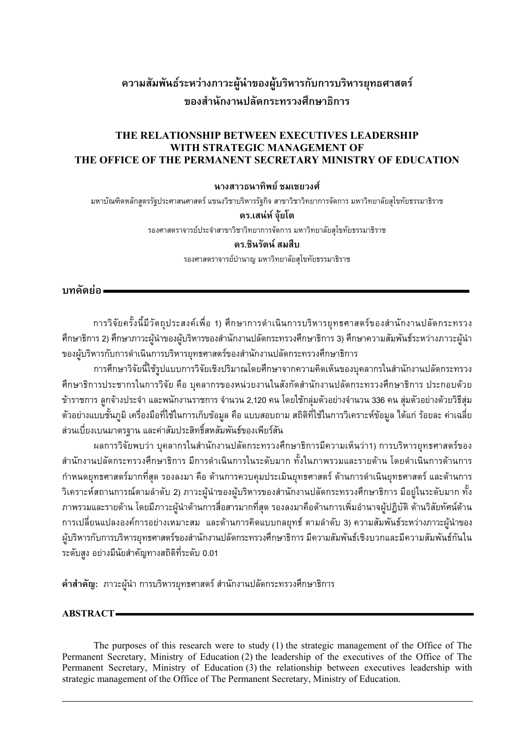# ความสัมพันธ์ระหว่างภาวะผู้นำของผู้บริหารกับการบริหารยุทธศาสตร์ของสำนักงานปลัดกระทรวงศึกษาธิการ

# THE RELATIONSHIP BETWEEN EXECUTIVES LEADERSHIP WITH STRATEGIC MANAGEMENT OF THE OFFICE OF THE PERMANENT SECRETARY MINISTRY OF EDUCATION

**นางสาวธนาทิพย์ ชมเชยวงศ์**

มหาบัณฑิตหลักสูตรรัฐประศาสนศาสตร์ แขนงวิชาบริหารรัฐกิจ สาขาวิชาวิทยาการจัดการ มหาวิทยาลัยสุโขทัยธรรมาธิราช

**ดร.เสน่ห์ จุ้ยโต**

รองศาสตราจารย์ประจำสาขาวิชาวิทยาการจัดการ มหาวิทยาลัยสุโขทัยธรรมาธิราช

**ดร.ชินรัตน์ สมสืบ**

รองศาสตราจารย์บำนาญ มหาวิทยาลัยสุโขทัยธรรมาธิราช

## บทคัดย่อ

การวิจัยครั้งนี้มีวัตถุประสงค์เพื่อ 1) ศึกษาการดำเนินการบริหารยุทธศาสตร์ของสำนักงานปลัดกระทรวงศึกษาธิการ 2) ศึกษาภาวะผู้นำของผู้บริหารของสำนักงานปลัดกระทรวงศึกษาธิการ 3) ศึกษาความสัมพันธ์ระหว่างภาวะผู้นำของผู้บริหารกับการดำเนินการบริหารยุทธศาสตร์ของสำนักงานปลัดกระทรวงศึกษาธิการ

การศึกษาวิจัยนี้ใช้รูปแบบการวิจัยเชิงปริมาณโดยศึกษาจากความคิดเห็นของบุคลากรในสำนักงานปลัดกระทรวงศึกษาธิการประชากรในการวิจัย คือ บุคลากรของหน่วยงานในสังกัดสำนักงานปลัดกระทรวงศึกษาธิการ ประกอบด้วย ข้าราชการ ลูกจ้างประจำ และพนักงานราชการ จำนวน 2,120 คน โดยใช้กลุ่มตัวอย่างจำนวน 336 คน สุ่มตัวอย่างด้วยวิธีสุ่มตัวอย่างแบบชั้นภูมิ เครื่องมือที่ใช้ในการเก็บข้อมูล คือ แบบสอบถาม สถิติที่ใช้ในการวิเคราะห์ข้อมูล ได้แก่ ร้อยละ ค่าเฉลี่ย ส่วนเบี่ยงเบนมาตรฐาน และค่าสัมประสิทธิ์สหสัมพันธ์ของเพียร์สัน

ผลการวิจัยพบว่า บุคลากรในสำนักงานปลัดกระทรวงศึกษาธิการมีความเห็นว่า1) การบริหารยุทธศาสตร์ของสำนักงานปลัดกระทรวงศึกษาธิการ มีการดำเนินการในระดับมาก ทั้งในภาพรวมและรายด้าน โดยดำเนินการด้านการกำหนดยุทธศาสตร์มากที่สุด รองลงมา คือ ด้านการควบคุมประเมินยุทธศาสตร์ ด้านการดำเนินยุทธศาสตร์ และด้านการวิเคราะห์สถานการณ์ตามลำดับ 2) ภาวะผู้นำของผู้บริหารของสำนักงานปลัดกระทรวงศึกษาธิการ มีอยู่ในระดับมาก ทั้งภาพรวมและรายด้าน โดยมีภาวะผู้นำด้านการสื่อสารมากที่สุด รองลงมาคือด้านการเพิ่มอำนาจผู้ปฏิบัติ ด้านวิสัยทัศน์ด้านการเปลี่ยนแปลงองค์การอย่างเหมาะสม และด้านการคิดแบบกลยุทธ์ ตามลำดับ 3) ความสัมพันธ์ระหว่างภาวะผู้นำของผู้บริหารกับการบริหารยุทธศาสตร์ของสำนักงานปลัดกระทรวงศึกษาธิการ มีความสัมพันธ์เชิงบวกและมีความสัมพันธ์กันในระดับสูง อย่างมีนัยสำคัญทางสถิติที่ระดับ 0.01

**คำสำคัญ:** ภาวะผู้นำ การบริหารยุทธศาสตร์ สำนักงานปลัดกระทรวงศึกษาธิการ

## ABSTRACT

The purposes of this research were to study (1) the strategic management of the Office of The Permanent Secretary, Ministry of Education (2) the leadership of the executives of the Office of The Permanent Secretary, Ministry of Education (3) the relationship between executives leadership with strategic management of the Office of The Permanent Secretary, Ministry of Education.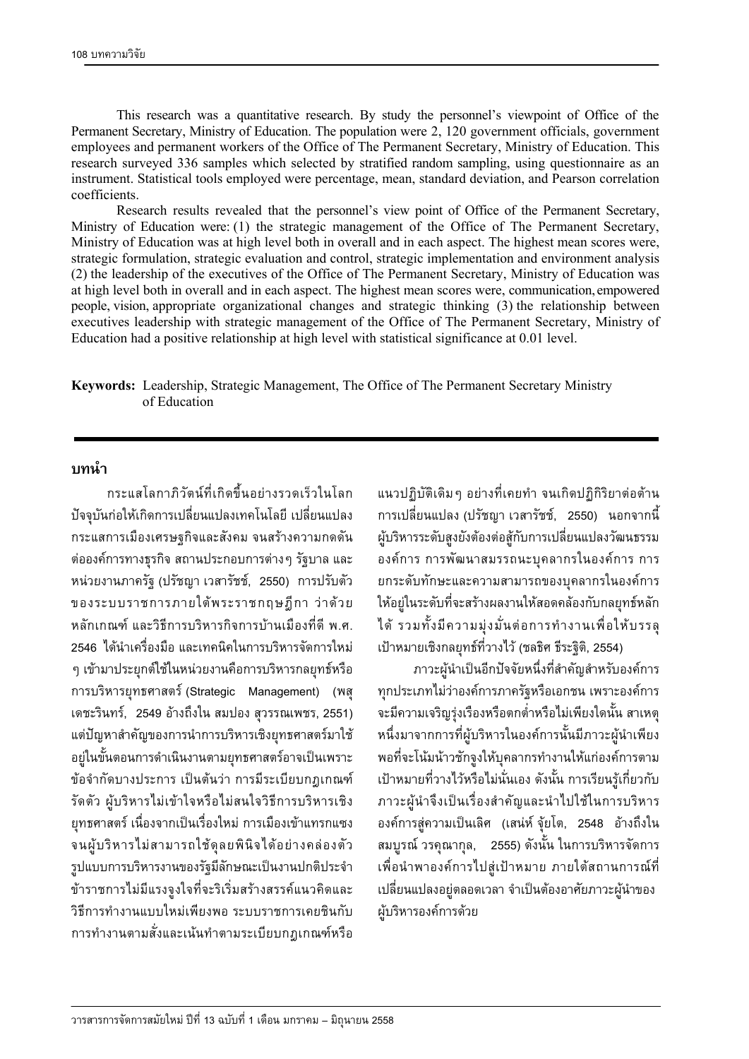This research was a quantitative research. By study the personnel's viewpoint of Office of the Permanent Secretary, Ministry of Education. The population were 2, 120 government officials, government employees and permanent workers of the Office of The Permanent Secretary, Ministry of Education. This research surveyed 336 samples which selected by stratified random sampling, using questionnaire as an instrument. Statistical tools employed were percentage, mean, standard deviation, and Pearson correlation coefficients.

Research results revealed that the personnel's view point of Office of the Permanent Secretary, Ministry of Education were: (1) the strategic management of the Office of The Permanent Secretary, Ministry of Education was at high level both in overall and in each aspect. The highest mean scores were, strategic formulation, strategic evaluation and control, strategic implementation and environment analysis (2) the leadership of the executives of the Office of The Permanent Secretary, Ministry of Education was at high level both in overall and in each aspect. The highest mean scores were, communication, empowered people, vision, appropriate organizational changes and strategic thinking (3) the relationship between executives leadership with strategic management of the Office of The Permanent Secretary, Ministry of Education had a positive relationship at high level with statistical significance at 0.01 level.

**Keywords:** Leadership, Strategic Management, The Office of The Permanent Secretary Ministry of Education

## บทนำ

กระแสโลกาภิวัตน์ที่เกิดขึ้นอย่างรวดเร็วในโลกปัจจุบันก่อให้เกิดการเปลี่ยนแปลงเทคโนโลยี เปลี่ยนแปลงกระแสการเมืองเศรษฐกิจและสังคม จนสร้างความกดดันต่อองค์การทางธุรกิจ สถานประกอบการต่างๆ รัฐบาล และหน่วยงานภาครัฐ (ปรัชญา เวสารัชช์, 2550) การปรับตัวของระบบราชการภายใต้พระราชกฤษฎีกา ว่าด้วยหลักเกณฑ์ และวิธีการบริหารกิจการบ้านเมืองที่ดี พ.ศ. 2546 ได้นำเครื่องมือ และเทคนิคในการบริหารจัดการใหม่ ๆ เข้ามาประยุกต์ใช้ในหน่วยงานคือการบริหารกลยุทธ์หรือการบริหารยุทธศาสตร์ (Strategic Management) (พสุ เดชะรินทร์, 2549 อ้างถึงใน สมปอง สุวรรณเพชร, 2551) แต่ปัญหาสำคัญของการนำการบริหารเชิงยุทธศาสตร์มาใช้อยู่ในขั้นตอนการดำเนินงานตามยุทธศาสตร์อาจเป็นเพราะข้อจำกัดบางประการ เป็นต้นว่า การมีระเบียบกฎเกณฑ์รัดตัว ผู้บริหารไม่เข้าใจหรือไม่สนใจวิธีการบริหารเชิงยุทธศาสตร์ เนื่องจากเป็นเรื่องใหม่ การเมืองเข้าแทรกแซงจนผู้บริหารไม่สามารถใช้ดุลยพินิจได้อย่างคล่องตัว รูปแบบการบริหารงานของรัฐมีลักษณะเป็นงานปกติประจำ ข้าราชการไม่มีแรงจูงใจที่จะริเริ่มสร้างสรรค์แนวคิดและวิธีการทำงานแบบใหม่เพียงพอ ระบบราชการเคยชินกับการทำงานตามสั่งและเน้นทำตามระเบียบกฎเกณฑ์หรือแนวปฏิบัติเดิมๆ อย่างที่เคยทำ จนเกิดปฏิกิริยาต่อต้านการเปลี่ยนแปลง (ปรัชญา เวสารัชช์, 2550) นอกจากนี้ผู้บริหารระดับสูงยังต้องต่อสู้กับการเปลี่ยนแปลงวัฒนธรรมองค์การ การพัฒนาสมรรถนะบุคลากรในองค์การ การยกระดับทักษะและความสามารถของบุคลากรในองค์การให้อยู่ในระดับที่จะสร้างผลงานให้สอดคล้องกับกลยุทธ์หลักได้ รวมทั้งมีความมุ่งมั่นต่อการทำงานเพื่อให้บรรลุเป้าหมายเชิงกลยุทธ์ที่วางไว้ (ชลธิศ ธีระฐิติ, 2554)

ภาวะผู้นำเป็นอีกปัจจัยหนึ่งที่สำคัญสำหรับองค์การทุกประเภทไม่ว่าองค์การภาครัฐหรือเอกชน เพราะองค์การจะมีความเจริญรุ่งเรืองหรือตกต่ำหรือไม่เพียงใดนั้น สาเหตุหนึ่งมาจากการที่ผู้บริหารในองค์การนั้นมีภาวะผู้นำเพียงพอที่จะโน้มน้าวชักจูงให้บุคลากรทำงานให้แก่องค์การตามเป้าหมายที่วางไว้หรือไม่นั่นเอง ดังนั้น การเรียนรู้เกี่ยวกับภาวะผู้นำจึงเป็นเรื่องสำคัญและนำไปใช้ในการบริหารองค์การสู่ความเป็นเลิศ (เสน่ห์ จุ้ยโต, 2548 อ้างถึงใน สมบูรณ์ วรคุณากุล, 2555) ดังนั้น ในการบริหารจัดการเพื่อนำพาองค์การไปสู่เป้าหมาย ภายใต้สถานการณ์ที่เปลี่ยนแปลงอยู่ตลอดเวลา จำเป็นต้องอาศัยภาวะผู้นำของผู้บริหารองค์การด้วย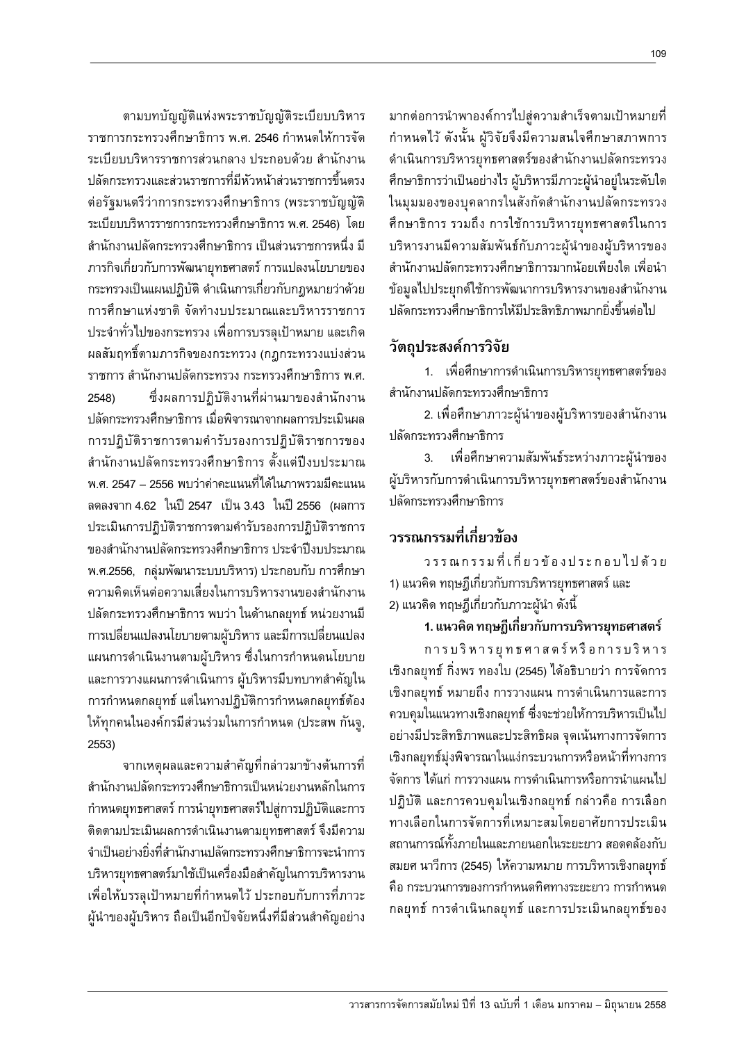ตามบทบัญญัติแห่งพระราชบัญญัติระเบียบบริหารราชการกระทรวงศึกษาธิการ พ.ศ. 2546 กำหนดให้การจัดระเบียบบริหารราชการส่วนกลาง ประกอบด้วย สำนักงานปลัดกระทรวงและส่วนราชการที่มีหัวหน้าส่วนราชการขึ้นตรงต่อรัฐมนตรีว่าการกระทรวงศึกษาธิการ (พระราชบัญญัติระเบียบบริหารราชการกระทรวงศึกษาธิการ พ.ศ. 2546) โดยสำนักงานปลัดกระทรวงศึกษาธิการ เป็นส่วนราชการหนึ่ง มีภารกิจเกี่ยวกับการพัฒนายุทธศาสตร์ การแปลงนโยบายของกระทรวงเป็นแผนปฏิบัติ ดำเนินการเกี่ยวกับกฎหมายว่าด้วยการศึกษาแห่งชาติ จัดทำงบประมาณและบริหารราชการประจำทั่วไปของกระทรวง เพื่อการบรรลุเป้าหมาย และเกิดผลสัมฤทธิ์ตามภารกิจของกระทรวง (กฎกระทรวงแบ่งส่วนราชการ สำนักงานปลัดกระทรวง กระทรวงศึกษาธิการ พ.ศ. 2548) ซึ่งผลการปฏิบัติงานที่ผ่านมาของสำนักงานปลัดกระทรวงศึกษาธิการ เมื่อพิจารณาจากผลการประเมินผลการปฏิบัติราชการตามคำรับรองการปฏิบัติราชการของสำนักงานปลัดกระทรวงศึกษาธิการ ตั้งแต่ปีงบประมาณ พ.ศ. 2547 – 2556 พบว่าค่าคะแนนที่ได้ในภาพรวมมีคะแนนลดลงจาก 4.62 ในปี 2547 เป็น 3.43 ในปี 2556 (ผลการประเมินการปฏิบัติราชการตามคำรับรองการปฏิบัติราชการของสำนักงานปลัดกระทรวงศึกษาธิการ ประจำปีงบประมาณ พ.ศ.2556, กลุ่มพัฒนาระบบบริหาร) ประกอบกับ การศึกษาความคิดเห็นต่อความเสี่ยงในการบริหารงานของสำนักงานปลัดกระทรวงศึกษาธิการ พบว่า ในด้านกลยุทธ์ หน่วยงานมีการเปลี่ยนแปลงนโยบายตามผู้บริหาร และมีการเปลี่ยนแปลงแผนการดำเนินงานตามผู้บริหาร ซึ่งในการกำหนดนโยบายและการวางแผนการดำเนินการ ผู้บริหารมีบทบาทสำคัญในการกำหนดกลยุทธ์ แต่ในทางปฏิบัติการกำหนดกลยุทธ์ต้องให้ทุกคนในองค์กรมีส่วนร่วมในการกำหนด (ประสพ กันจู, 2553)

จากเหตุผลและความสำคัญที่กล่าวมาข้างต้นการที่สำนักงานปลัดกระทรวงศึกษาธิการเป็นหน่วยงานหลักในการกำหนดยุทธศาสตร์ การนำยุทธศาสตร์ไปสู่การปฏิบัติและการติดตามประเมินผลการดำเนินงานตามยุทธศาสตร์ จึงมีความจำเป็นอย่างยิ่งที่สำนักงานปลัดกระทรวงศึกษาธิการจะนำการบริหารยุทธศาสตร์มาใช้เป็นเครื่องมือสำคัญในการบริหารงาน เพื่อให้บรรลุเป้าหมายที่กำหนดไว้ ประกอบกับการที่ภาวะผู้นำของผู้บริหาร ถือเป็นอีกปัจจัยหนึ่งที่มีส่วนสำคัญอย่างมากต่อการนำพาองค์การไปสู่ความสำเร็จตามเป้าหมายที่กำหนดไว้ ดังนั้น ผู้วิจัยจึงมีความสนใจศึกษาสภาพการดำเนินการบริหารยุทธศาสตร์ของสำนักงานปลัดกระทรวงศึกษาธิการว่าเป็นอย่างไร ผู้บริหารมีภาวะผู้นำอยู่ในระดับใดในมุมมองของบุคลากรในสังกัดสำนักงานปลัดกระทรวงศึกษาธิการ รวมถึง การใช้การบริหารยุทธศาสตร์ในการบริหารงานมีความสัมพันธ์กับภาวะผู้นำของผู้บริหารของสำนักงานปลัดกระทรวงศึกษาธิการมากน้อยเพียงใด เพื่อนำข้อมูลไปประยุกต์ใช้การพัฒนาการบริหารงานของสำนักงานปลัดกระทรวงศึกษาธิการให้มีประสิทธิภาพมากยิ่งขึ้นต่อไป

## วัตถุประสงค์การวิจัย

1. เพื่อศึกษาการดำเนินการบริหารยุทธศาสตร์ของสำนักงานปลัดกระทรวงศึกษาธิการ
2. เพื่อศึกษาภาวะผู้นำของผู้บริหารของสำนักงานปลัดกระทรวงศึกษาธิการ
3. เพื่อศึกษาความสัมพันธ์ระหว่างภาวะผู้นำของผู้บริหารกับการดำเนินการบริหารยุทธศาสตร์ของสำนักงานปลัดกระทรวงศึกษาธิการ

## วรรณกรรมที่เกี่ยวข้อง

วรรณกรรมที่เกี่ยวข้องประกอบไปด้วย 1) แนวคิด ทฤษฎีเกี่ยวกับการบริหารยุทธศาสตร์ และ 2) แนวคิด ทฤษฎีเกี่ยวกับภาวะผู้นำ ดังนี้

### 1. แนวคิด ทฤษฎีเกี่ยวกับการบริหารยุทธศาสตร์

การบริหารยุทธศาสตร์หรือการบริหารเชิงกลยุทธ์ กิ่งพร ทองใบ (2545) ได้อธิบายว่า การจัดการเชิงกลยุทธ์ หมายถึง การวางแผน การดำเนินการและการควบคุมในแนวทางเชิงกลยุทธ์ ซึ่งจะช่วยให้การบริหารเป็นไปอย่างมีประสิทธิภาพและประสิทธิผล จุดเน้นทางการจัดการเชิงกลยุทธ์มุ่งพิจารณาในแง่กระบวนการหรือหน้าที่ทางการจัดการ ได้แก่ การวางแผน การดำเนินการหรือการนำแผนไปปฏิบัติ และการควบคุมในเชิงกลยุทธ์ กล่าวคือ การเลือกทางเลือกในการจัดการที่เหมาะสมโดยอาศัยการประเมินสถานการณ์ทั้งภายในและภายนอกในระยะยาว สอดคล้องกับ สมยศ นาวีการ (2545) ให้ความหมาย การบริหารเชิงกลยุทธ์ คือ กระบวนการของการกำหนดทิศทางระยะยาว การกำหนดกลยุทธ์ การดำเนินกลยุทธ์ และการประเมินกลยุทธ์ของ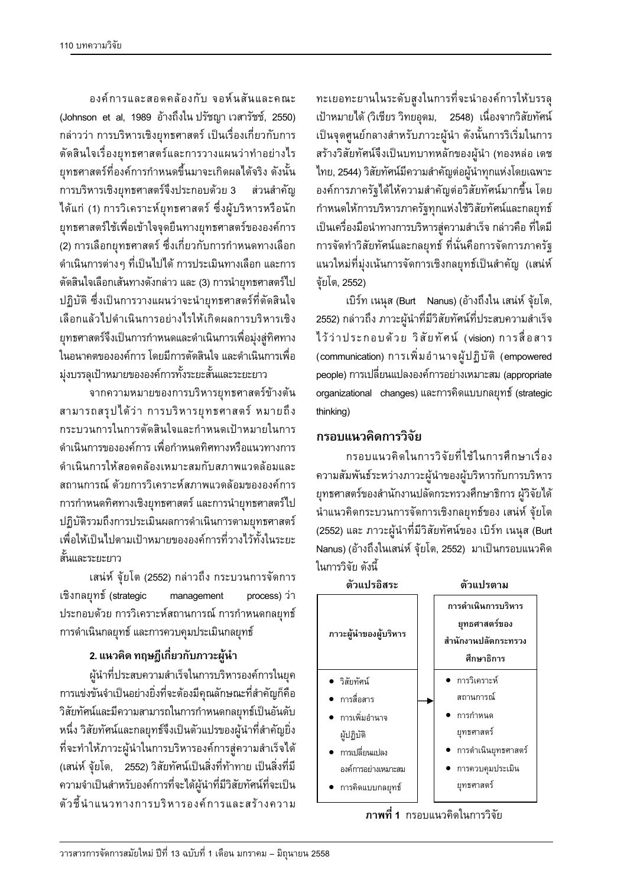องค์การและสอดคล้องกับ จอห์นสันและคณะ (Johnson et al, 1989 อ้างถึงใน ปรัชญา เวสารัชช์, 2550) กล่าวว่า การบริหารเชิงยุทธศาสตร์ เป็นเรื่องเกี่ยวกับการตัดสินใจเรื่องยุทธศาสตร์และการวางแผนว่าทำอย่างไรยุทธศาสตร์ที่องค์การกำหนดขึ้นมาจะเกิดผลได้จริง ดังนั้นการบริหารเชิงยุทธศาสตร์จึงประกอบด้วย 3 ส่วนสำคัญ ได้แก่ (1) การวิเคราะห์ยุทธศาสตร์ ซึ่งผู้บริหารหรือนักยุทธศาสตร์ใช้เพื่อเข้าใจจุดยืนทางยุทธศาสตร์ขององค์การ (2) การเลือกยุทธศาสตร์ ซึ่งเกี่ยวกับการกำหนดทางเลือกดำเนินการต่างๆ ที่เป็นไปได้ การประเมินทางเลือก และการตัดสินใจเลือกเส้นทางดังกล่าว และ (3) การนำยุทธศาสตร์ไปปฏิบัติ ซึ่งเป็นการวางแผนว่าจะนำยุทธศาสตร์ที่ตัดสินใจเลือกแล้วไปดำเนินการอย่างไรให้เกิดผลการบริหารเชิงยุทธศาสตร์จึงเป็นการกำหนดและดำเนินการเพื่อมุ่งสู่ทิศทางในอนาคตขององค์การ โดยมีการตัดสินใจ และดำเนินการเพื่อมุ่งบรรลุเป้าหมายขององค์การทั้งระยะสั้นและระยะยาว

จากความหมายของการบริหารยุทธศาสตร์ข้างต้นสามารถสรุปได้ว่า การบริหารยุทธศาสตร์ หมายถึง กระบวนการในการตัดสินใจและกำหนดเป้าหมายในการดำเนินการขององค์การ เพื่อกำหนดทิศทางหรือแนวทางการดำเนินการให้สอดคล้องเหมาะสมกับสภาพแวดล้อมและสถานการณ์ ด้วยการวิเคราะห์สภาพแวดล้อมขององค์การ การกำหนดทิศทางเชิงยุทธศาสตร์ และการนำยุทธศาสตร์ไปปฏิบัติรวมถึงการประเมินผลการดำเนินการตามยุทธศาสตร์ เพื่อให้เป็นไปตามเป้าหมายขององค์การที่วางไว้ทั้งในระยะสั้นและระยะยาว

เสน่ห์ จุ้ยโต (2552) กล่าวถึง กระบวนการจัดการเชิงกลยุทธ์ (strategic management process) ว่าประกอบด้วย การวิเคราะห์สถานการณ์ การกำหนดกลยุทธ์ การดำเนินกลยุทธ์ และการควบคุมประเมินกลยุทธ์

**2. แนวคิด ทฤษฎีเกี่ยวกับภาวะผู้นำ**

ผู้นำที่ประสบความสำเร็จในการบริหารองค์การในยุคการแข่งขันจำเป็นอย่างยิ่งที่จะต้องมีคุณลักษณะที่สำคัญก็คือ วิสัยทัศน์และมีความสามารถในการกำหนดกลยุทธ์เป็นอันดับหนึ่ง วิสัยทัศน์และกลยุทธ์จึงเป็นตัวแปรของผู้นำที่สำคัญยิ่งที่จะทำให้ภาวะผู้นำในการบริหารองค์การสู่ความสำเร็จได้ (เสน่ห์ จุ้ยโต, 2552) วิสัยทัศน์เป็นสิ่งที่ท้าทาย เป็นสิ่งที่มีความจำเป็นสำหรับองค์การที่จะได้ผู้นำที่มีวิสัยทัศน์ที่จะเป็นตัวชี้นำแนวทางการบริหารองค์การและสร้างความทะเยอทะยานในระดับสูงในการที่จะนำองค์การให้บรรลุเป้าหมายได้ (วิเชียร วิทยอุดม, 2548) เนื่องจากวิสัยทัศน์เป็นจุดศูนย์กลางสำหรับภาวะผู้นำ ดังนั้นการริเริ่มในการสร้างวิสัยทัศน์จึงเป็นบทบาทหลักของผู้นำ (ทองหล่อ เดชไทย, 2544) วิสัยทัศน์มีความสำคัญต่อผู้นำทุกแห่งโดยเฉพาะองค์การภาครัฐได้ให้ความสำคัญต่อวิสัยทัศน์มากขึ้น โดยกำหนดให้การบริหารภาครัฐทุกแห่งใช้วิสัยทัศน์และกลยุทธ์เป็นเครื่องมือนำทางการบริหารสู่ความสำเร็จ กล่าวคือ ที่ใดมีการจัดทำวิสัยทัศน์และกลยุทธ์ ที่นั่นคือการจัดการภาครัฐแนวใหม่ที่มุ่งเน้นการจัดการเชิงกลยุทธ์เป็นสำคัญ (เสน่ห์ จุ้ยโต, 2552)

เบิร์ท เนนุส (Burt Nanus) (อ้างถึงใน เสน่ห์ จุ้ยโต, 2552) กล่าวถึง ภาวะผู้นำที่มีวิสัยทัศน์ที่ประสบความสำเร็จไว้ว่าประกอบด้วย วิสัยทัศน์ (vision) การสื่อสาร (communication) การเพิ่มอำนาจผู้ปฏิบัติ (empowered people) การเปลี่ยนแปลงองค์การอย่างเหมาะสม (appropriate organizational changes) และการคิดแบบกลยุทธ์ (strategic thinking)

## กรอบแนวคิดการวิจัย

กรอบแนวคิดในการวิจัยที่ใช้ในการศึกษาเรื่อง ความสัมพันธ์ระหว่างภาวะผู้นำของผู้บริหารกับการบริหารยุทธศาสตร์ของสำนักงานปลัดกระทรวงศึกษาธิการ ผู้วิจัยได้นำแนวคิดกระบวนการจัดการเชิงกลยุทธ์ของ เสน่ห์ จุ้ยโต (2552) และ ภาวะผู้นำที่มีวิสัยทัศน์ของ เบิร์ท เนนุส (Burt Nanus) (อ้างถึงในเสน่ห์ จุ้ยโต, 2552) มาเป็นกรอบแนวคิดในการวิจัย ดังนี้

| ตัวแปรอิสระ | ตัวแปรตาม |
| --- | --- |
| **ภาวะผู้นำของผู้บริหาร** | **การดำเนินการบริหารยุทธศาสตร์ของสำนักงานปลัดกระทรวงศึกษาธิการ** |
| • วิสัยทัศน์<br>• การสื่อสาร<br>• การเพิ่มอำนาจผู้ปฏิบัติ<br>• การเปลี่ยนแปลงองค์การอย่างเหมาะสม<br>• การคิดแบบกลยุทธ์ | • การวิเคราะห์สถานการณ์<br>• การกำหนดยุทธศาสตร์<br>• การดำเนินยุทธศาสตร์<br>• การควบคุมประเมินยุทธศาสตร์ |

**ภาพที่ 1** กรอบแนวคิดในการวิจัย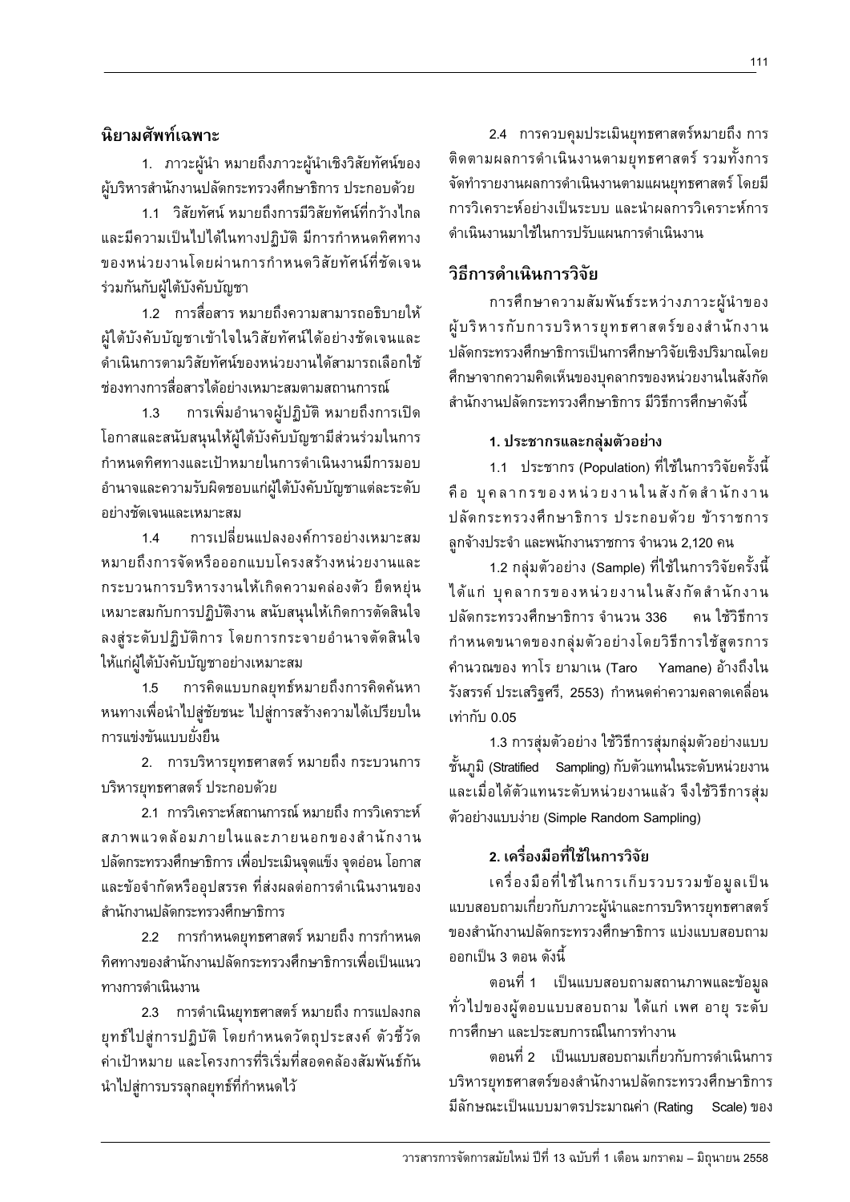## นิยามศัพท์เฉพาะ

1. ภาวะผู้นำ หมายถึงภาวะผู้นำเชิงวิสัยทัศน์ของผู้บริหารสำนักงานปลัดกระทรวงศึกษาธิการ ประกอบด้วย

1.1 วิสัยทัศน์ หมายถึงการมีวิสัยทัศน์ที่กว้างไกลและมีความเป็นไปได้ในทางปฏิบัติ มีการกำหนดทิศทางของหน่วยงานโดยผ่านการกำหนดวิสัยทัศน์ที่ชัดเจนร่วมกันกับผู้ใต้บังคับบัญชา

1.2 การสื่อสาร หมายถึงความสามารถอธิบายให้ผู้ใต้บังคับบัญชาเข้าใจในวิสัยทัศน์ได้อย่างชัดเจนและดำเนินการตามวิสัยทัศน์ของหน่วยงานได้สามารถเลือกใช้ช่องทางการสื่อสารได้อย่างเหมาะสมตามสถานการณ์

1.3 การเพิ่มอำนาจผู้ปฏิบัติ หมายถึงการเปิดโอกาสและสนับสนุนให้ผู้ใต้บังคับบัญชามีส่วนร่วมในการกำหนดทิศทางและเป้าหมายในการดำเนินงานมีการมอบอำนาจและความรับผิดชอบแก่ผู้ใต้บังคับบัญชาแต่ละระดับอย่างชัดเจนและเหมาะสม

1.4 การเปลี่ยนแปลงองค์การอย่างเหมาะสม หมายถึงการจัดหรือออกแบบโครงสร้างหน่วยงานและกระบวนการบริหารงานให้เกิดความคล่องตัว ยืดหยุ่น เหมาะสมกับการปฏิบัติงาน สนับสนุนให้เกิดการตัดสินใจลงสู่ระดับปฏิบัติการ โดยการกระจายอำนาจตัดสินใจให้แก่ผู้ใต้บังคับบัญชาอย่างเหมาะสม

1.5 การคิดแบบกลยุทธ์หมายถึงการคิดค้นหาหนทางเพื่อนำไปสู่ชัยชนะ ไปสู่การสร้างความได้เปรียบในการแข่งขันแบบยั่งยืน

2. การบริหารยุทธศาสตร์ หมายถึง กระบวนการบริหารยุทธศาสตร์ ประกอบด้วย

2.1 การวิเคราะห์สถานการณ์ หมายถึง การวิเคราะห์สภาพแวดล้อมภายในและภายนอกของสำนักงานปลัดกระทรวงศึกษาธิการ เพื่อประเมินจุดแข็ง จุดอ่อน โอกาส และข้อจำกัดหรืออุปสรรค ที่ส่งผลต่อการดำเนินงานของสำนักงานปลัดกระทรวงศึกษาธิการ

2.2 การกำหนดยุทธศาสตร์ หมายถึง การกำหนดทิศทางของสำนักงานปลัดกระทรวงศึกษาธิการเพื่อเป็นแนวทางการดำเนินงาน

2.3 การดำเนินยุทธศาสตร์ หมายถึง การแปลงกลยุทธ์ไปสู่การปฏิบัติ โดยกำหนดวัตถุประสงค์ ตัวชี้วัด ค่าเป้าหมาย และโครงการที่ริเริ่มที่สอดคล้องสัมพันธ์กันนำไปสู่การบรรลุกลยุทธ์ที่กำหนดไว้

2.4 การควบคุมประเมินยุทธศาสตร์หมายถึง การติดตามผลการดำเนินงานตามยุทธศาสตร์ รวมทั้งการจัดทำรายงานผลการดำเนินงานตามแผนยุทธศาสตร์ โดยมีการวิเคราะห์อย่างเป็นระบบ และนำผลการวิเคราะห์การดำเนินงานมาใช้ในการปรับแผนการดำเนินงาน

## วิธีการดำเนินการวิจัย

การศึกษาความสัมพันธ์ระหว่างภาวะผู้นำของผู้บริหารกับการบริหารยุทธศาสตร์ของสำนักงานปลัดกระทรวงศึกษาธิการเป็นการศึกษาวิจัยเชิงปริมาณโดยศึกษาจากความคิดเห็นของบุคลากรของหน่วยงานในสังกัดสำนักงานปลัดกระทรวงศึกษาธิการ มีวิธีการศึกษาดังนี้

### 1. ประชากรและกลุ่มตัวอย่าง

1.1 ประชากร (Population) ที่ใช้ในการวิจัยครั้งนี้ คือ บุคลากรของหน่วยงานในสังกัดสำนักงานปลัดกระทรวงศึกษาธิการ ประกอบด้วย ข้าราชการ ลูกจ้างประจำ และพนักงานราชการ จำนวน 2,120 คน

1.2 กลุ่มตัวอย่าง (Sample) ที่ใช้ในการวิจัยครั้งนี้ ได้แก่ บุคลากรของหน่วยงานในสังกัดสำนักงานปลัดกระทรวงศึกษาธิการ จำนวน 336 คน ใช้วิธีการกำหนดขนาดของกลุ่มตัวอย่างโดยวิธีการใช้สูตรการคำนวณของ ทาโร ยามาเน (Taro Yamane) อ้างถึงใน รังสรรค์ ประเสริฐศรี, 2553) กำหนดค่าความคลาดเคลื่อนเท่ากับ 0.05

1.3 การสุ่มตัวอย่าง ใช้วิธีการสุ่มกลุ่มตัวอย่างแบบชั้นภูมิ (Stratified Sampling) กับตัวแทนในระดับหน่วยงาน และเมื่อได้ตัวแทนระดับหน่วยงานแล้ว จึงใช้วิธีการสุ่มตัวอย่างแบบง่าย (Simple Random Sampling)

### 2. เครื่องมือที่ใช้ในการวิจัย

เครื่องมือที่ใช้ในการเก็บรวบรวมข้อมูลเป็นแบบสอบถามเกี่ยวกับภาวะผู้นำและการบริหารยุทธศาสตร์ของสำนักงานปลัดกระทรวงศึกษาธิการ แบ่งแบบสอบถามออกเป็น 3 ตอน ดังนี้

ตอนที่ 1 เป็นแบบสอบถามสถานภาพและข้อมูลทั่วไปของผู้ตอบแบบสอบถาม ได้แก่ เพศ อายุ ระดับการศึกษา และประสบการณ์ในการทำงาน

ตอนที่ 2 เป็นแบบสอบถามเกี่ยวกับการดำเนินการบริหารยุทธศาสตร์ของสำนักงานปลัดกระทรวงศึกษาธิการ มีลักษณะเป็นแบบมาตรประมาณค่า (Rating Scale) ของ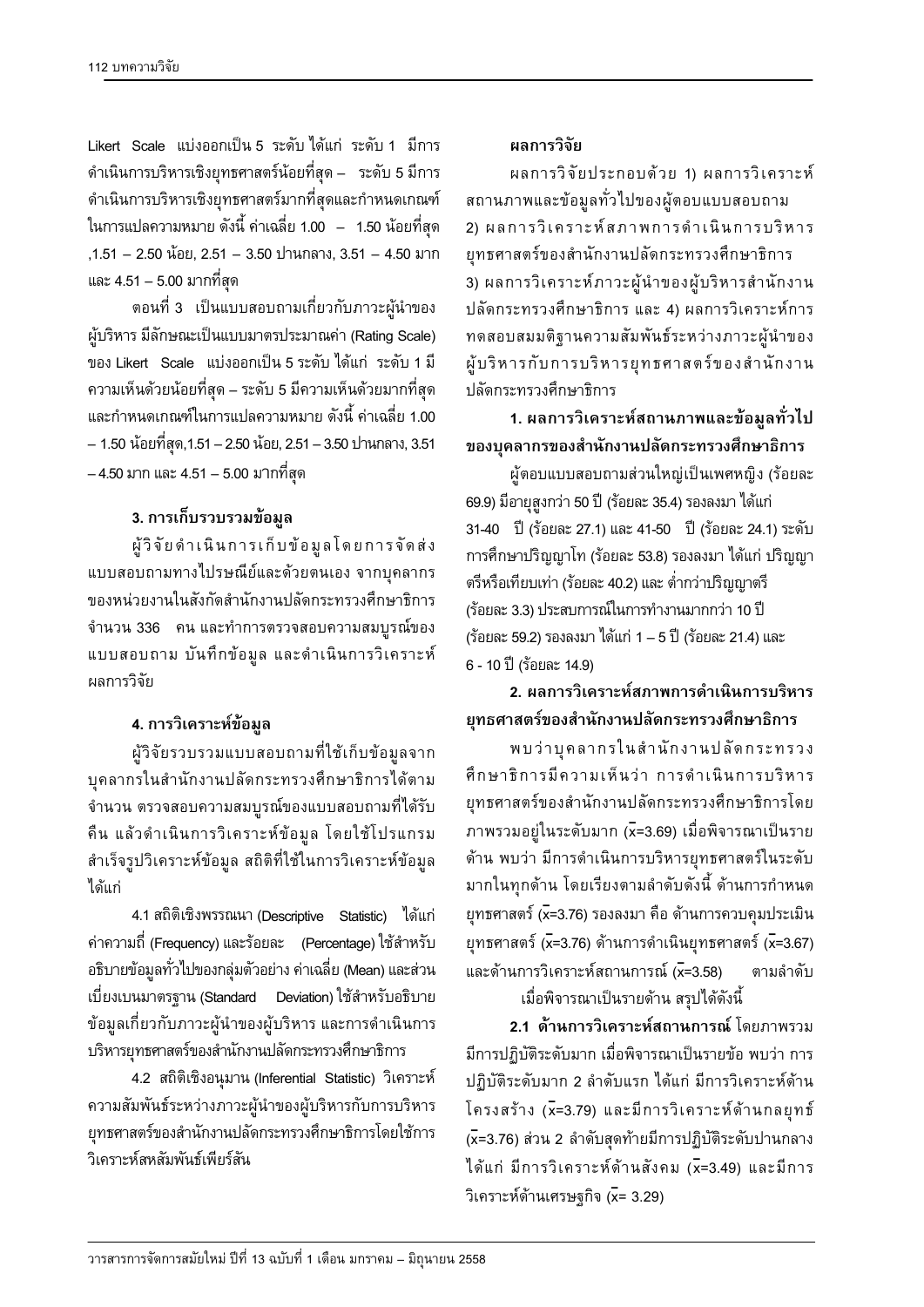Likert Scale แบ่งออกเป็น 5 ระดับ ได้แก่ ระดับ 1 มีการดำเนินการบริหารเชิงยุทธศาสตร์น้อยที่สุด – ระดับ 5 มีการดำเนินการบริหารเชิงยุทธศาสตร์มากที่สุดและกำหนดเกณฑ์ในการแปลความหมาย ดังนี้ ค่าเฉลี่ย 1.00 – 1.50 น้อยที่สุด ,1.51 – 2.50 น้อย, 2.51 – 3.50 ปานกลาง, 3.51 – 4.50 มาก และ 4.51 – 5.00 มากที่สุด

ตอนที่ 3 เป็นแบบสอบถามเกี่ยวกับภาวะผู้นำของผู้บริหาร มีลักษณะเป็นแบบมาตรประมาณค่า (Rating Scale) ของ Likert Scale แบ่งออกเป็น 5 ระดับ ได้แก่ ระดับ 1 มีความเห็นด้วยน้อยที่สุด – ระดับ 5 มีความเห็นด้วยมากที่สุด และกำหนดเกณฑ์ในการแปลความหมาย ดังนี้ ค่าเฉลี่ย 1.00 – 1.50 น้อยที่สุด,1.51 – 2.50 น้อย, 2.51 – 3.50 ปานกลาง, 3.51 – 4.50 มาก และ 4.51 – 5.00 มากที่สุด

### 3. การเก็บรวบรวมข้อมูล

ผู้วิจัยดำเนินการเก็บข้อมูลโดยการจัดส่งแบบสอบถามทางไปรษณีย์และด้วยตนเอง จากบุคลากรของหน่วยงานในสังกัดสำนักงานปลัดกระทรวงศึกษาธิการ จำนวน 336 คน และทำการตรวจสอบความสมบูรณ์ของแบบสอบถาม บันทึกข้อมูล และดำเนินการวิเคราะห์ผลการวิจัย

### 4. การวิเคราะห์ข้อมูล

ผู้วิจัยรวบรวมแบบสอบถามที่ใช้เก็บข้อมูลจากบุคลากรในสำนักงานปลัดกระทรวงศึกษาธิการได้ตามจำนวน ตรวจสอบความสมบูรณ์ของแบบสอบถามที่ได้รับคืน แล้วดำเนินการวิเคราะห์ข้อมูล โดยใช้โปรแกรมสำเร็จรูปวิเคราะห์ข้อมูล สถิติที่ใช้ในการวิเคราะห์ข้อมูลได้แก่

4.1 สถิติเชิงพรรณนา (Descriptive Statistic) ได้แก่ ค่าความถี่ (Frequency) และร้อยละ (Percentage) ใช้สำหรับอธิบายข้อมูลทั่วไปของกลุ่มตัวอย่าง ค่าเฉลี่ย (Mean) และส่วนเบี่ยงเบนมาตรฐาน (Standard Deviation) ใช้สำหรับอธิบายข้อมูลเกี่ยวกับภาวะผู้นำของผู้บริหาร และการดำเนินการบริหารยุทธศาสตร์ของสำนักงานปลัดกระทรวงศึกษาธิการ

4.2 สถิติเชิงอนุมาน (Inferential Statistic) วิเคราะห์ความสัมพันธ์ระหว่างภาวะผู้นำของผู้บริหารกับการบริหารยุทธศาสตร์ของสำนักงานปลัดกระทรวงศึกษาธิการโดยใช้การวิเคราะห์สหสัมพันธ์เพียร์สัน

## ผลการวิจัย

ผลการวิจัยประกอบด้วย 1) ผลการวิเคราะห์สถานภาพและข้อมูลทั่วไปของผู้ตอบแบบสอบถาม 2) ผลการวิเคราะห์สภาพการดำเนินการบริหารยุทธศาสตร์ของสำนักงานปลัดกระทรวงศึกษาธิการ 3) ผลการวิเคราะห์ภาวะผู้นำของผู้บริหารสำนักงานปลัดกระทรวงศึกษาธิการ และ 4) ผลการวิเคราะห์การทดสอบสมมติฐานความสัมพันธ์ระหว่างภาวะผู้นำของผู้บริหารกับการบริหารยุทธศาสตร์ของสำนักงานปลัดกระทรวงศึกษาธิการ

### 1. ผลการวิเคราะห์สถานภาพและข้อมูลทั่วไปของบุคลากรของสำนักงานปลัดกระทรวงศึกษาธิการ

ผู้ตอบแบบสอบถามส่วนใหญ่เป็นเพศหญิง (ร้อยละ 69.9) มีอายุสูงกว่า 50 ปี (ร้อยละ 35.4) รองลงมา ได้แก่ 31-40 ปี (ร้อยละ 27.1) และ 41-50 ปี (ร้อยละ 24.1) ระดับการศึกษาปริญญาโท (ร้อยละ 53.8) รองลงมา ได้แก่ ปริญญาตรีหรือเทียบเท่า (ร้อยละ 40.2) และ ต่ำกว่าปริญญาตรี (ร้อยละ 3.3) ประสบการณ์ในการทำงานมากกว่า 10 ปี (ร้อยละ 59.2) รองลงมา ได้แก่ 1 – 5 ปี (ร้อยละ 21.4) และ 6 - 10 ปี (ร้อยละ 14.9)

### 2. ผลการวิเคราะห์สภาพการดำเนินการบริหารยุทธศาสตร์ของสำนักงานปลัดกระทรวงศึกษาธิการ

พบว่าบุคลากรในสำนักงานปลัดกระทรวงศึกษาธิการมีความเห็นว่า การดำเนินการบริหารยุทธศาสตร์ของสำนักงานปลัดกระทรวงศึกษาธิการโดยภาพรวมอยู่ในระดับมาก ($\bar{x}$=3.69) เมื่อพิจารณาเป็นรายด้าน พบว่า มีการดำเนินการบริหารยุทธศาสตร์ในระดับมากในทุกด้าน โดยเรียงตามลำดับดังนี้ ด้านการกำหนดยุทธศาสตร์ ($\bar{x}$=3.76) รองลงมา คือ ด้านการควบคุมประเมินยุทธศาสตร์ ($\bar{x}$=3.76) ด้านการดำเนินยุทธศาสตร์ ($\bar{x}$=3.67) และด้านการวิเคราะห์สถานการณ์ ($\bar{x}$=3.58) ตามลำดับ

เมื่อพิจารณาเป็นรายด้าน สรุปได้ดังนี้

**2.1 ด้านการวิเคราะห์สถานการณ์** โดยภาพรวมมีการปฏิบัติระดับมาก เมื่อพิจารณาเป็นรายข้อ พบว่า การปฏิบัติระดับมาก 2 ลำดับแรก ได้แก่ มีการวิเคราะห์ด้านโครงสร้าง ($\bar{x}$=3.79) และมีการวิเคราะห์ด้านกลยุทธ์ ($\bar{x}$=3.76) ส่วน 2 ลำดับสุดท้ายมีการปฏิบัติระดับปานกลาง ได้แก่ มีการวิเคราะห์ด้านสังคม ($\bar{x}$=3.49) และมีการวิเคราะห์ด้านเศรษฐกิจ ($\bar{x}$= 3.29)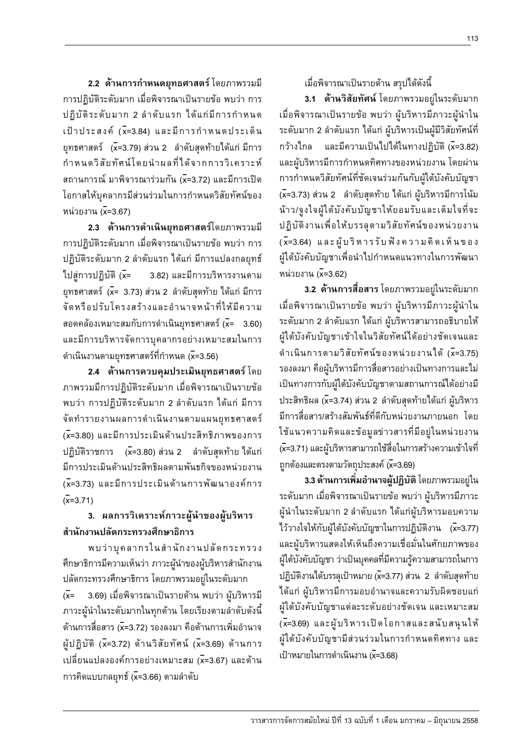**2.2 ด้านการกำหนดยุทธศาสตร์** โดยภาพรวมมีการปฏิบัติระดับมาก เมื่อพิจารณาเป็นรายข้อ พบว่า การปฏิบัติระดับมาก 2 ลำดับแรก ได้แก่มีการกำหนดเป้าประสงค์ ($\bar{x}$=3.84) และมีการกำหนดประเด็นยุทธศาสตร์ ($\bar{x}$=3.79) ส่วน 2 ลำดับสุดท้ายได้แก่ มีการกำหนดวิสัยทัศน์โดยนำผลที่ได้จากการวิเคราะห์สถานการณ์ มาพิจารณาร่วมกัน ($\bar{x}$=3.72) และมีการเปิดโอกาสให้บุคลากรมีส่วนร่วมในการกำหนดวิสัยทัศน์ของหน่วยงาน ($\bar{x}$=3.67)

**2.3 ด้านการดำเนินยุทธศาสตร์**โดยภาพรวมมีการปฏิบัติระดับมาก เมื่อพิจารณาเป็นรายข้อ พบว่า การปฏิบัติระดับมาก 2 ลำดับแรก ได้แก่ มีการแปลงกลยุทธ์ไปสู่การปฏิบัติ ($\bar{x}$= 3.82) และมีการบริหารงานตามยุทธศาสตร์ ($\bar{x}$= 3.73) ส่วน 2 ลำดับสุดท้าย ได้แก่ มีการจัดหรือปรับโครงสร้างและอำนาจหน้าที่ให้มีความสอดคล้องเหมาะสมกับการดำเนินยุทธศาสตร์ ($\bar{x}$= 3.60) และมีการบริหารจัดการบุคลากรอย่างเหมาะสมในการดำเนินงานตามยุทธศาสตร์ที่กำหนด ($\bar{x}$=3.56)

**2.4 ด้านการควบคุมประเมินยุทธศาสตร์** โดยภาพรวมมีการปฏิบัติระดับมาก เมื่อพิจารณาเป็นรายข้อ พบว่า การปฏิบัติระดับมาก 2 ลำดับแรก ได้แก่ มีการจัดทำรายงานผลการดำเนินงานตามแผนยุทธศาสตร์ ($\bar{x}$=3.80) และมีการประเมินด้านประสิทธิภาพของการปฏิบัติราชการ ($\bar{x}$=3.80) ส่วน 2 ลำดับสุดท้าย ได้แก่ มีการประเมินด้านประสิทธิผลตามพันธกิจของหน่วยงาน ($\bar{x}$=3.73) และมีการประเมินด้านการพัฒนาองค์การ ($\bar{x}$=3.71)

**3. ผลการวิเคราะห์ภาวะผู้นำของผู้บริหารสำนักงานปลัดกระทรวงศึกษาธิการ**

พบว่าบุคลากรในสำนักงานปลัดกระทรวงศึกษาธิการมีความเห็นว่า ภาวะผู้นำของผู้บริหารสำนักงานปลัดกระทรวงศึกษาธิการ โดยภาพรวมอยู่ในระดับมาก ($\bar{x}$= 3.69) เมื่อพิจารณาเป็นรายด้าน พบว่า ผู้บริหารมีภาวะผู้นำในระดับมากในทุกด้าน โดยเรียงตามลำดับดังนี้ ด้านการสื่อสาร ($\bar{x}$=3.72) รองลงมา คือด้านการเพิ่มอำนาจผู้ปฏิบัติ ($\bar{x}$=3.72) ด้านวิสัยทัศน์ ($\bar{x}$=3.69) ด้านการเปลี่ยนแปลงองค์การอย่างเหมาะสม ($\bar{x}$=3.67) และด้านการคิดแบบกลยุทธ์ ($\bar{x}$=3.66) ตามลำดับ

เมื่อพิจารณาเป็นรายด้าน สรุปได้ดังนี้

**3.1 ด้านวิสัยทัศน์** โดยภาพรวมอยู่ในระดับมาก เมื่อพิจารณาเป็นรายข้อ พบว่า ผู้บริหารมีภาวะผู้นำในระดับมาก 2 ลำดับแรก ได้แก่ ผู้บริหารเป็นผู้มีวิสัยทัศน์ที่กว้างไกล และมีความเป็นไปได้ในทางปฏิบัติ ($\bar{x}$=3.82) และผู้บริหารมีการกำหนดทิศทางของหน่วยงาน โดยผ่านการกำหนดวิสัยทัศน์ที่ชัดเจนร่วมกันกับผู้ใต้บังคับบัญชา ($\bar{x}$=3.73) ส่วน 2 ลำดับสุดท้าย ได้แก่ ผู้บริหารมีการโน้มน้าว/จูงใจผู้ใต้บังคับบัญชาให้ยอมรับและเต็มใจที่จะปฏิบัติงานเพื่อให้บรรลุตามวิสัยทัศน์ของหน่วยงาน ($\bar{x}$=3.64) และผู้บริหารรับฟังความคิดเห็นของผู้ใต้บังคับบัญชาเพื่อนำไปกำหนดแนวทางในการพัฒนาหน่วยงาน ($\bar{x}$=3.62)

**3.2 ด้านการสื่อสาร** โดยภาพรวมอยู่ในระดับมาก เมื่อพิจารณาเป็นรายข้อ พบว่า ผู้บริหารมีภาวะผู้นำในระดับมาก 2 ลำดับแรก ได้แก่ ผู้บริหารสามารถอธิบายให้ผู้ใต้บังคับบัญชาเข้าใจในวิสัยทัศน์ได้อย่างชัดเจนและดำเนินการตามวิสัยทัศน์ของหน่วยงานได้ ($\bar{x}$=3.75) รองลงมา คือผู้บริหารมีการสื่อสารอย่างเป็นทางการและไม่เป็นทางการกับผู้ใต้บังคับบัญชาตามสถานการณ์ได้อย่างมีประสิทธิผล ($\bar{x}$=3.74) ส่วน 2 ลำดับสุดท้ายได้แก่ ผู้บริหารมีการสื่อสาร/สร้างสัมพันธ์ที่ดีกับหน่วยงานภายนอก โดยใช้แนวความคิดและข้อมูลข่าวสารที่มีอยู่ในหน่วยงาน ($\bar{x}$=3.71) และผู้บริหารสามารถใช้สื่อในการสร้างความเข้าใจที่ถูกต้องและตรงตามวัตถุประสงค์ ($\bar{x}$=3.69)

**3.3 ด้านการเพิ่มอำนาจผู้ปฏิบัติ** โดยภาพรวมอยู่ในระดับมาก เมื่อพิจารณาเป็นรายข้อ พบว่า ผู้บริหารมีภาวะผู้นำในระดับมาก 2 ลำดับแรก ได้แก่ผู้บริหารมอบความไว้วางใจให้กับผู้ใต้บังคับบัญชาในการปฏิบัติงาน ($\bar{x}$=3.77) และผู้บริหารแสดงให้เห็นถึงความเชื่อมั่นในศักยภาพของผู้ใต้บังคับบัญชา ว่าเป็นบุคคลที่มีความรู้ความสามารถในการปฏิบัติงานได้บรรลุเป้าหมาย ($\bar{x}$=3.77) ส่วน 2 ลำดับสุดท้าย ได้แก่ ผู้บริหารมีการมอบอำนาจและความรับผิดชอบแก่ผู้ใต้บังคับบัญชาแต่ละระดับอย่างชัดเจน และเหมาะสม ($\bar{x}$=3.69) และผู้บริหารเปิดโอกาสและสนับสนุนให้ผู้ใต้บังคับบัญชามีส่วนร่วมในการกำหนดทิศทาง และเป้าหมายในการดำเนินงาน ($\bar{x}$=3.68)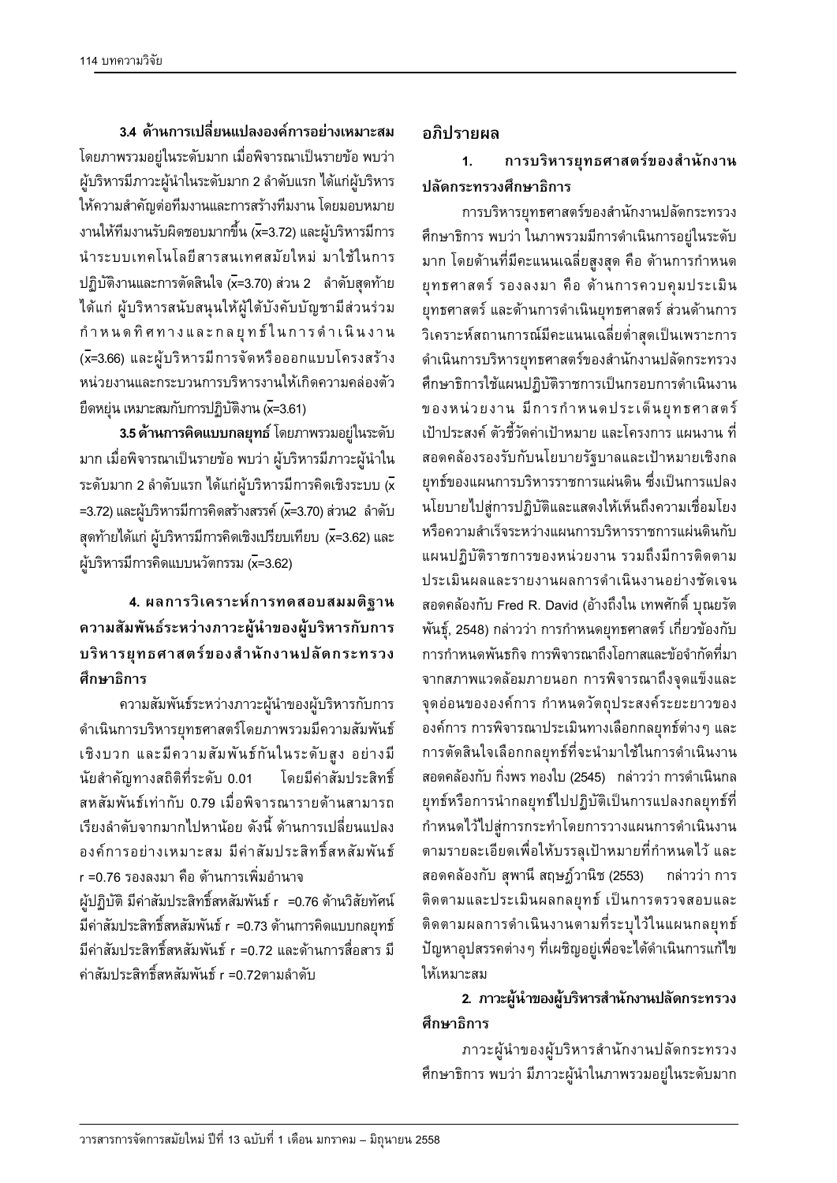**3.4 ด้านการเปลี่ยนแปลงองค์การอย่างเหมาะสม** โดยภาพรวมอยู่ในระดับมาก เมื่อพิจารณาเป็นรายข้อ พบว่า ผู้บริหารมีภาวะผู้นำในระดับมาก 2 ลำดับแรก ได้แก่ผู้บริหารให้ความสำคัญต่อทีมงานและการสร้างทีมงาน โดยมอบหมายงานให้ทีมงานรับผิดชอบมากขึ้น ($\bar{x}$=3.72) และผู้บริหารมีการนำระบบเทคโนโลยีสารสนเทศสมัยใหม่ มาใช้ในการปฏิบัติงานและการตัดสินใจ ($\bar{x}$=3.70) ส่วน 2 ลำดับสุดท้าย ได้แก่ ผู้บริหารสนับสนุนให้ผู้ใต้บังคับบัญชามีส่วนร่วมกำหนดทิศทางและกลยุทธ์ในการดำเนินงาน ($\bar{x}$=3.66) และผู้บริหารมีการจัดหรือออกแบบโครงสร้างหน่วยงานและกระบวนการบริหารงานให้เกิดความคล่องตัวยืดหยุ่น เหมาะสมกับการปฏิบัติงาน ($\bar{x}$=3.61)

**3.5 ด้านการคิดแบบกลยุทธ์** โดยภาพรวมอยู่ในระดับมาก เมื่อพิจารณาเป็นรายข้อ พบว่า ผู้บริหารมีภาวะผู้นำในระดับมาก 2 ลำดับแรก ได้แก่ผู้บริหารมีการคิดเชิงระบบ ($\bar{x}$=3.72) และผู้บริหารมีการคิดสร้างสรรค์ ($\bar{x}$=3.70) ส่วน2 ลำดับสุดท้ายได้แก่ ผู้บริหารมีการคิดเชิงเปรียบเทียบ ($\bar{x}$=3.62) และผู้บริหารมีการคิดแบบนวัตกรรม ($\bar{x}$=3.62)

**4. ผลการวิเคราะห์การทดสอบสมมติฐานความสัมพันธ์ระหว่างภาวะผู้นำของผู้บริหารกับการบริหารยุทธศาสตร์ของสำนักงานปลัดกระทรวงศึกษาธิการ**

ความสัมพันธ์ระหว่างภาวะผู้นำของผู้บริหารกับการดำเนินการบริหารยุทธศาสตร์โดยภาพรวมมีความสัมพันธ์เชิงบวก และมีความสัมพันธ์กันในระดับสูง อย่างมีนัยสำคัญทางสถิติที่ระดับ 0.01 โดยมีค่าสัมประสิทธิ์สหสัมพันธ์เท่ากับ 0.79 เมื่อพิจารณารายด้านสามารถเรียงลำดับจากมากไปหาน้อย ดังนี้ ด้านการเปลี่ยนแปลงองค์การอย่างเหมาะสม มีค่าสัมประสิทธิ์สหสัมพันธ์ r =0.76 รองลงมา คือ ด้านการเพิ่มอำนาจผู้ปฏิบัติ มีค่าสัมประสิทธิ์สหสัมพันธ์ r =0.76 ด้านวิสัยทัศน์ มีค่าสัมประสิทธิ์สหสัมพันธ์ r =0.73 ด้านการคิดแบบกลยุทธ์ มีค่าสัมประสิทธิ์สหสัมพันธ์ r =0.72 และด้านการสื่อสาร มีค่าสัมประสิทธิ์สหสัมพันธ์ r =0.72ตามลำดับ

## อภิปรายผล

### 1. การบริหารยุทธศาสตร์ของสำนักงานปลัดกระทรวงศึกษาธิการ

การบริหารยุทธศาสตร์ของสำนักงานปลัดกระทรวงศึกษาธิการ พบว่า ในภาพรวมมีการดำเนินการอยู่ในระดับมาก โดยด้านที่มีคะแนนเฉลี่ยสูงสุด คือ ด้านการกำหนดยุทธศาสตร์ รองลงมา คือ ด้านการควบคุมประเมินยุทธศาสตร์ และด้านการดำเนินยุทธศาสตร์ ส่วนด้านการวิเคราะห์สถานการณ์มีคะแนนเฉลี่ยต่ำสุดเป็นเพราะการดำเนินการบริหารยุทธศาสตร์ของสำนักงานปลัดกระทรวงศึกษาธิการใช้แผนปฏิบัติราชการเป็นกรอบการดำเนินงานของหน่วยงาน มีการกำหนดประเด็นยุทธศาสตร์ เป้าประสงค์ ตัวชี้วัดค่าเป้าหมาย และโครงการ แผนงาน ที่สอดคล้องรองรับกับนโยบายรัฐบาลและเป้าหมายเชิงกลยุทธ์ของแผนการบริหารราชการแผ่นดิน ซึ่งเป็นการแปลงนโยบายไปสู่การปฏิบัติและแสดงให้เห็นถึงความเชื่อมโยงหรือความสำเร็จระหว่างแผนการบริหารราชการแผ่นดินกับแผนปฏิบัติราชการของหน่วยงาน รวมถึงมีการติดตามประเมินผลและรายงานผลการดำเนินงานอย่างชัดเจน สอดคล้องกับ Fred R. David (อ้างถึงใน เทพศักดิ์ บุณยรัตพันธุ์, 2548) กล่าวว่า การกำหนดยุทธศาสตร์ เกี่ยวข้องกับการกำหนดพันธกิจ การพิจารณาถึงโอกาสและข้อจำกัดที่มาจากสภาพแวดล้อมภายนอก การพิจารณาถึงจุดแข็งและจุดอ่อนขององค์การ กำหนดวัตถุประสงค์ระยะยาวขององค์การ การพิจารณาประเมินทางเลือกกลยุทธ์ต่างๆ และการตัดสินใจเลือกกลยุทธ์ที่จะนำมาใช้ในการดำเนินงาน สอดคล้องกับ กิ่งพร ทองใบ (2545) กล่าวว่า การดำเนินกลยุทธ์หรือการนำกลยุทธ์ไปปฏิบัติเป็นการแปลงกลยุทธ์ที่กำหนดไว้ไปสู่การกระทำโดยการวางแผนการดำเนินงานตามรายละเอียดเพื่อให้บรรลุเป้าหมายที่กำหนดไว้ และสอดคล้องกับ สุพานี สฤษฎ์วานิช (2553) กล่าวว่า การติดตามและประเมินผลกลยุทธ์ เป็นการตรวจสอบและติดตามผลการดำเนินงานตามที่ระบุไว้ในแผนกลยุทธ์ ปัญหาอุปสรรคต่างๆ ที่เผชิญอยู่เพื่อจะได้ดำเนินการแก้ไขให้เหมาะสม

### 2. ภาวะผู้นำของผู้บริหารสำนักงานปลัดกระทรวงศึกษาธิการ

ภาวะผู้นำของผู้บริหารสำนักงานปลัดกระทรวงศึกษาธิการ พบว่า มีภาวะผู้นำในภาพรวมอยู่ในระดับมาก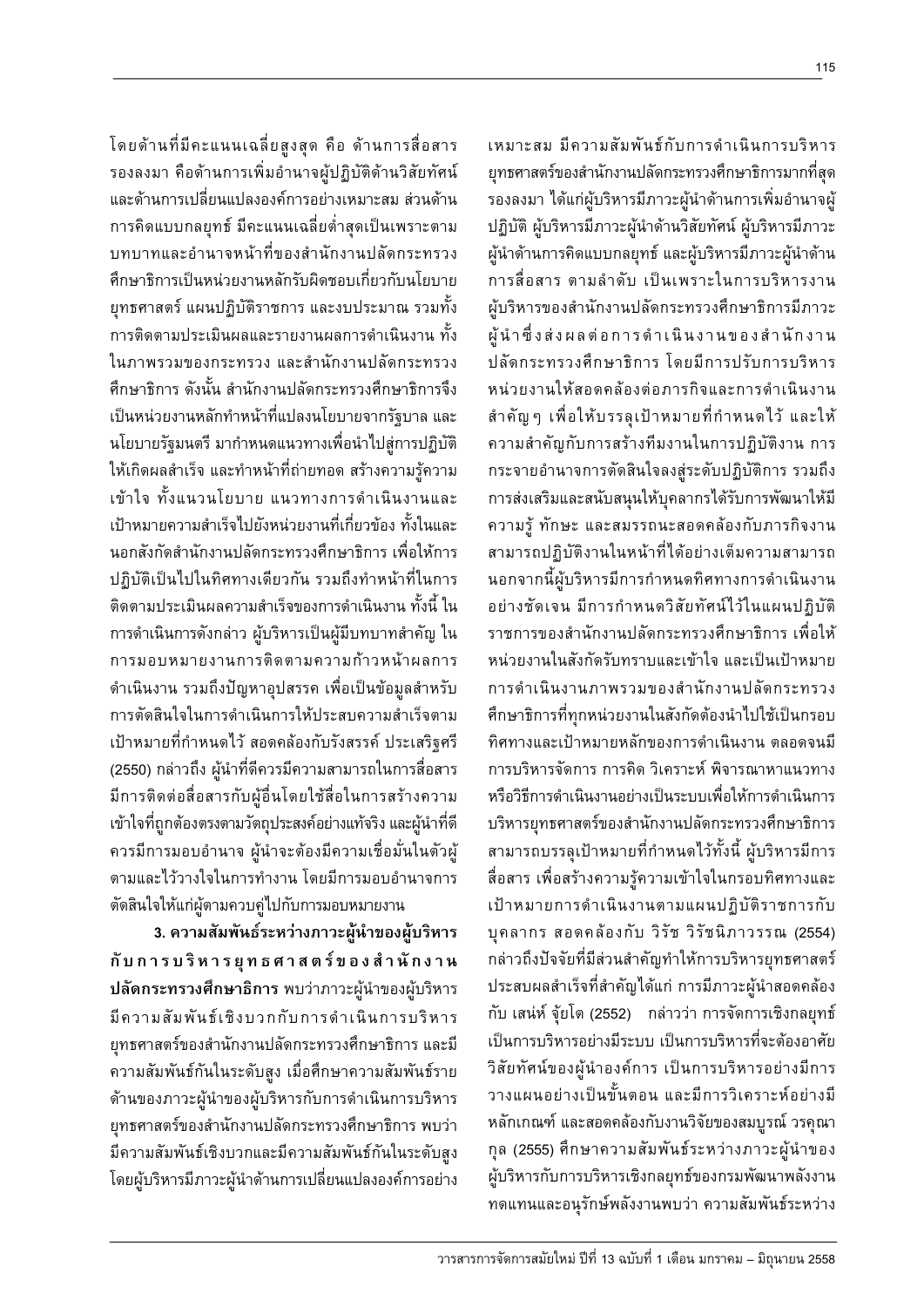โดยด้านที่มีคะแนนเฉลี่ยสูงสุด คือ ด้านการสื่อสาร รองลงมา คือด้านการเพิ่มอำนาจผู้ปฏิบัติด้านวิสัยทัศน์ และด้านการเปลี่ยนแปลงองค์การอย่างเหมาะสม ส่วนด้านการคิดแบบกลยุทธ์ มีคะแนนเฉลี่ยต่ำสุดเป็นเพราะตามบทบาทและอำนาจหน้าที่ของสำนักงานปลัดกระทรวงศึกษาธิการเป็นหน่วยงานหลักรับผิดชอบเกี่ยวกับนโยบาย ยุทธศาสตร์ แผนปฏิบัติราชการ และงบประมาณ รวมทั้งการติดตามประเมินผลและรายงานผลการดำเนินงาน ทั้งในภาพรวมของกระทรวง และสำนักงานปลัดกระทรวงศึกษาธิการ ดังนั้น สำนักงานปลัดกระทรวงศึกษาธิการจึงเป็นหน่วยงานหลักทำหน้าที่แปลงนโยบายจากรัฐบาล และนโยบายรัฐมนตรี มากำหนดแนวทางเพื่อนำไปสู่การปฏิบัติให้เกิดผลสำเร็จ และทำหน้าที่ถ่ายทอด สร้างความรู้ความเข้าใจ ทั้งแนวนโยบาย แนวทางการดำเนินงานและเป้าหมายความสำเร็จไปยังหน่วยงานที่เกี่ยวข้อง ทั้งในและนอกสังกัดสำนักงานปลัดกระทรวงศึกษาธิการ เพื่อให้การปฏิบัติเป็นไปในทิศทางเดียวกัน รวมถึงทำหน้าที่ในการติดตามประเมินผลความสำเร็จของการดำเนินงาน ทั้งนี้ ในการดำเนินการดังกล่าว ผู้บริหารเป็นผู้มีบทบาทสำคัญ ในการมอบหมายงานการติดตามความก้าวหน้าผลการดำเนินงาน รวมถึงปัญหาอุปสรรค เพื่อเป็นข้อมูลสำหรับการตัดสินใจในการดำเนินการให้ประสบความสำเร็จตามเป้าหมายที่กำหนดไว้ สอดคล้องกับรังสรรค์ ประเสริฐศรี (2550) กล่าวถึง ผู้นำที่ดีควรมีความสามารถในการสื่อสาร มีการติดต่อสื่อสารกับผู้อื่นโดยใช้สื่อในการสร้างความเข้าใจที่ถูกต้องตรงตามวัตถุประสงค์อย่างแท้จริง และผู้นำที่ดีควรมีการมอบอำนาจ ผู้นำจะต้องมีความเชื่อมั่นในตัวผู้ตามและไว้วางใจในการทำงาน โดยมีการมอบอำนาจการตัดสินใจให้แก่ผู้ตามควบคู่ไปกับการมอบหมายงาน

**3. ความสัมพันธ์ระหว่างภาวะผู้นำของผู้บริหารกับการบริหารยุทธศาสตร์ของสำนักงานปลัดกระทรวงศึกษาธิการ** พบว่าภาวะผู้นำของผู้บริหารมีความสัมพันธ์เชิงบวกกับการดำเนินการบริหารยุทธศาสตร์ของสำนักงานปลัดกระทรวงศึกษาธิการ และมีความสัมพันธ์กันในระดับสูง เมื่อศึกษาความสัมพันธ์รายด้านของภาวะผู้นำของผู้บริหารกับการดำเนินการบริหารยุทธศาสตร์ของสำนักงานปลัดกระทรวงศึกษาธิการ พบว่ามีความสัมพันธ์เชิงบวกและมีความสัมพันธ์กันในระดับสูง โดยผู้บริหารมีภาวะผู้นำด้านการเปลี่ยนแปลงองค์การอย่างเหมาะสม มีความสัมพันธ์กับการดำเนินการบริหารยุทธศาสตร์ของสำนักงานปลัดกระทรวงศึกษาธิการมากที่สุด รองลงมา ได้แก่ผู้บริหารมีภาวะผู้นำด้านการเพิ่มอำนาจผู้ปฏิบัติ ผู้บริหารมีภาวะผู้นำด้านวิสัยทัศน์ ผู้บริหารมีภาวะผู้นำด้านการคิดแบบกลยุทธ์ และผู้บริหารมีภาวะผู้นำด้านการสื่อสาร ตามลำดับ เป็นเพราะในการบริหารงานผู้บริหารของสำนักงานปลัดกระทรวงศึกษาธิการมีภาวะผู้นำซึ่งส่งผลต่อการดำเนินงานของสำนักงานปลัดกระทรวงศึกษาธิการ โดยมีการปรับการบริหารหน่วยงานให้สอดคล้องต่อภารกิจและการดำเนินงานสำคัญๆ เพื่อให้บรรลุเป้าหมายที่กำหนดไว้ และให้ความสำคัญกับการสร้างทีมงานในการปฏิบัติงาน การกระจายอำนาจการตัดสินใจลงสู่ระดับปฏิบัติการ รวมถึงการส่งเสริมและสนับสนุนให้บุคลากรได้รับการพัฒนาให้มีความรู้ ทักษะ และสมรรถนะสอดคล้องกับภารกิจงาน สามารถปฏิบัติงานในหน้าที่ได้อย่างเต็มความสามารถ นอกจากนี้ผู้บริหารมีการกำหนดทิศทางการดำเนินงานอย่างชัดเจน มีการกำหนดวิสัยทัศน์ไว้ในแผนปฏิบัติราชการของสำนักงานปลัดกระทรวงศึกษาธิการ เพื่อให้หน่วยงานในสังกัดรับทราบและเข้าใจ และเป็นเป้าหมายการดำเนินงานภาพรวมของสำนักงานปลัดกระทรวงศึกษาธิการที่ทุกหน่วยงานในสังกัดต้องนำไปใช้เป็นกรอบทิศทางและเป้าหมายหลักของการดำเนินงาน ตลอดจนมีการบริหารจัดการ การคิด วิเคราะห์ พิจารณาหาแนวทางหรือวิธีการดำเนินงานอย่างเป็นระบบเพื่อให้การดำเนินการบริหารยุทธศาสตร์ของสำนักงานปลัดกระทรวงศึกษาธิการสามารถบรรลุเป้าหมายที่กำหนดไว้ทั้งนี้ ผู้บริหารมีการสื่อสาร เพื่อสร้างความรู้ความเข้าใจในกรอบทิศทางและเป้าหมายการดำเนินงานตามแผนปฏิบัติราชการกับบุคลากร สอดคล้องกับ วิรัช วิรัชนิภาวรรณ (2554) กล่าวถึงปัจจัยที่มีส่วนสำคัญทำให้การบริหารยุทธศาสตร์ประสบผลสำเร็จที่สำคัญได้แก่ การมีภาวะผู้นำสอดคล้องกับ เสน่ห์ จุ้ยโต (2552) กล่าวว่า การจัดการเชิงกลยุทธ์เป็นการบริหารอย่างมีระบบ เป็นการบริหารที่จะต้องอาศัยวิสัยทัศน์ของผู้นำองค์การ เป็นการบริหารอย่างมีการวางแผนอย่างเป็นขั้นตอน และมีการวิเคราะห์อย่างมีหลักเกณฑ์ และสอดคล้องกับงานวิจัยของสมบูรณ์ วรคุณากุล (2555) ศึกษาความสัมพันธ์ระหว่างภาวะผู้นำของผู้บริหารกับการบริหารเชิงกลยุทธ์ของกรมพัฒนาพลังงานทดแทนและอนุรักษ์พลังงานพบว่า ความสัมพันธ์ระหว่าง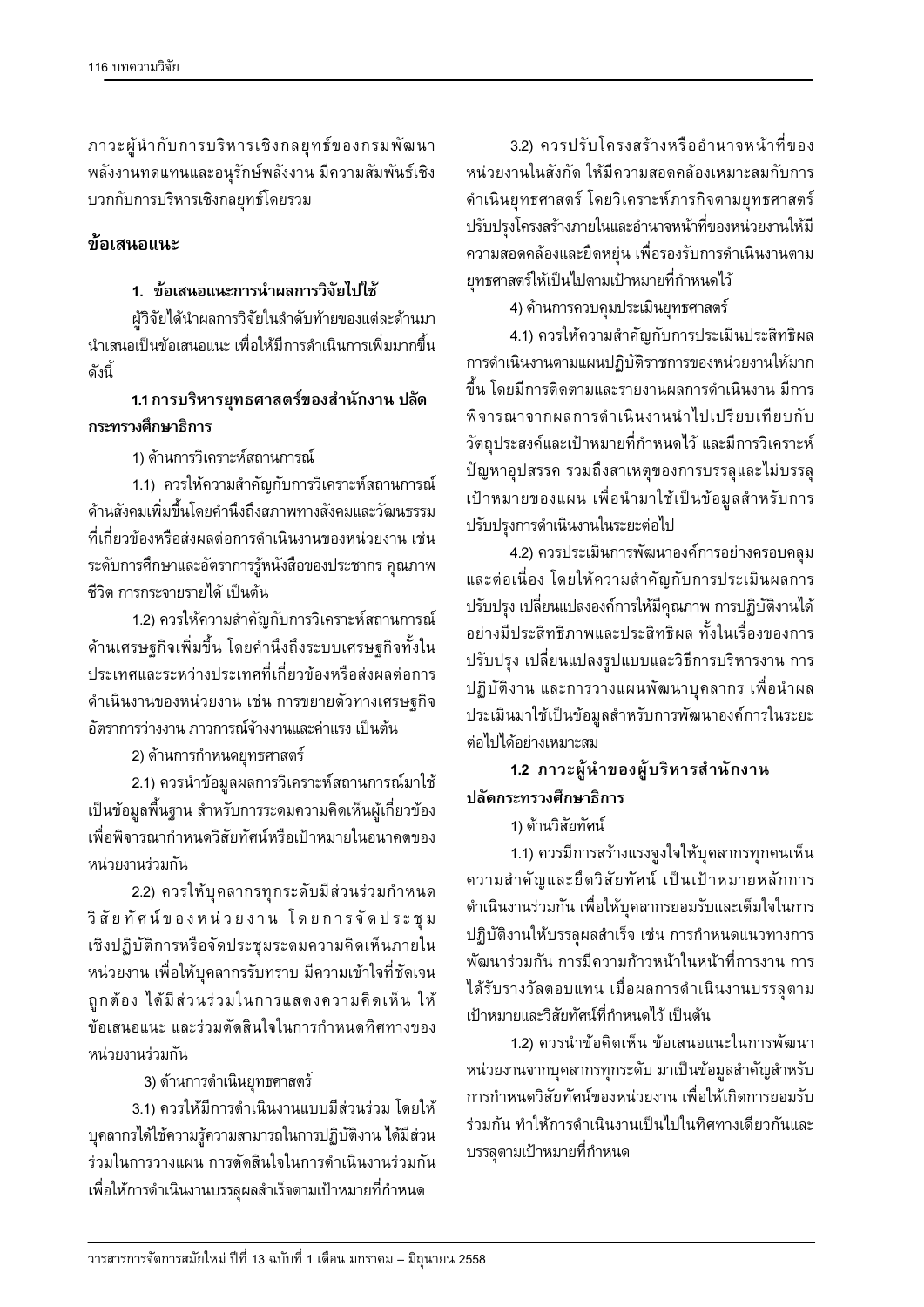ภาวะผู้นำกับการบริหารเชิงกลยุทธ์ของกรมพัฒนาพลังงานทดแทนและอนุรักษ์พลังงาน มีความสัมพันธ์เชิงบวกกับการบริหารเชิงกลยุทธ์โดยรวม

## ข้อเสนอแนะ

### 1. ข้อเสนอแนะการนำผลการวิจัยไปใช้

ผู้วิจัยได้นำผลการวิจัยในลำดับท้ายของแต่ละด้านมานำเสนอเป็นข้อเสนอแนะ เพื่อให้มีการดำเนินการเพิ่มมากขึ้น ดังนี้

#### 1.1 การบริหารยุทธศาสตร์ของสำนักงาน ปลัดกระทรวงศึกษาธิการ

1) ด้านการวิเคราะห์สถานการณ์

1.1) ควรให้ความสำคัญกับการวิเคราะห์สถานการณ์ด้านสังคมเพิ่มขึ้นโดยคำนึงถึงสภาพทางสังคมและวัฒนธรรมที่เกี่ยวข้องหรือส่งผลต่อการดำเนินงานของหน่วยงาน เช่น ระดับการศึกษาและอัตราการรู้หนังสือของประชากร คุณภาพชีวิต การกระจายรายได้ เป็นต้น

1.2) ควรให้ความสำคัญกับการวิเคราะห์สถานการณ์ด้านเศรษฐกิจเพิ่มขึ้น โดยคำนึงถึงระบบเศรษฐกิจทั้งในประเทศและระหว่างประเทศที่เกี่ยวข้องหรือส่งผลต่อการดำเนินงานของหน่วยงาน เช่น การขยายตัวทางเศรษฐกิจ อัตราการว่างงาน ภาวการณ์จ้างงานและค่าแรง เป็นต้น

2) ด้านการกำหนดยุทธศาสตร์

2.1) ควรนำข้อมูลผลการวิเคราะห์สถานการณ์มาใช้เป็นข้อมูลพื้นฐาน สำหรับการระดมความคิดเห็นผู้เกี่ยวข้อง เพื่อพิจารณากำหนดวิสัยทัศน์หรือเป้าหมายในอนาคตของหน่วยงานร่วมกัน

2.2) ควรให้บุคลากรทุกระดับมีส่วนร่วมกำหนดวิสัยทัศน์ของหน่วยงาน โดยการจัดประชุมเชิงปฏิบัติการหรือจัดประชุมระดมความคิดเห็นภายในหน่วยงาน เพื่อให้บุคลากรรับทราบ มีความเข้าใจที่ชัดเจนถูกต้อง ได้มีส่วนร่วมในการแสดงความคิดเห็น ให้ข้อเสนอแนะ และร่วมตัดสินใจในการกำหนดทิศทางของหน่วยงานร่วมกัน

3) ด้านการดำเนินยุทธศาสตร์

3.1) ควรให้มีการดำเนินงานแบบมีส่วนร่วม โดยให้บุคลากรได้ใช้ความรู้ความสามารถในการปฏิบัติงาน ได้มีส่วนร่วมในการวางแผน การตัดสินใจในการดำเนินงานร่วมกัน เพื่อให้การดำเนินงานบรรลุผลสำเร็จตามเป้าหมายที่กำหนด

3.2) ควรปรับโครงสร้างหรืออำนาจหน้าที่ของหน่วยงานในสังกัด ให้มีความสอดคล้องเหมาะสมกับการดำเนินยุทธศาสตร์ โดยวิเคราะห์ภารกิจตามยุทธศาสตร์ ปรับปรุงโครงสร้างภายในและอำนาจหน้าที่ของหน่วยงานให้มีความสอดคล้องและยืดหยุ่น เพื่อรองรับการดำเนินงานตามยุทธศาสตร์ให้เป็นไปตามเป้าหมายที่กำหนดไว้

4) ด้านการควบคุมประเมินยุทธศาสตร์

4.1) ควรให้ความสำคัญกับการประเมินประสิทธิผลการดำเนินงานตามแผนปฏิบัติราชการของหน่วยงานให้มากขึ้น โดยมีการติดตามและรายงานผลการดำเนินงาน มีการพิจารณาจากผลการดำเนินงานนำไปเปรียบเทียบกับวัตถุประสงค์และเป้าหมายที่กำหนดไว้ และมีการวิเคราะห์ปัญหาอุปสรรค รวมถึงสาเหตุของการบรรลุและไม่บรรลุเป้าหมายของแผน เพื่อนำมาใช้เป็นข้อมูลสำหรับการปรับปรุงการดำเนินงานในระยะต่อไป

4.2) ควรประเมินการพัฒนาองค์การอย่างครอบคลุมและต่อเนื่อง โดยให้ความสำคัญกับการประเมินผลการปรับปรุง เปลี่ยนแปลงองค์การให้มีคุณภาพ การปฏิบัติงานได้อย่างมีประสิทธิภาพและประสิทธิผล ทั้งในเรื่องของการปรับปรุง เปลี่ยนแปลงรูปแบบและวิธีการบริหารงาน การปฏิบัติงาน และการวางแผนพัฒนาบุคลากร เพื่อนำผลประเมินมาใช้เป็นข้อมูลสำหรับการพัฒนาองค์การในระยะต่อไปได้อย่างเหมาะสม

#### 1.2 ภาวะผู้นำของผู้บริหารสำนักงานปลัดกระทรวงศึกษาธิการ

1) ด้านวิสัยทัศน์

1.1) ควรมีการสร้างแรงจูงใจให้บุคลากรทุกคนเห็นความสำคัญและยึดวิสัยทัศน์ เป็นเป้าหมายหลักการดำเนินงานร่วมกัน เพื่อให้บุคลากรยอมรับและเต็มใจในการปฏิบัติงานให้บรรลุผลสำเร็จ เช่น การกำหนดแนวทางการพัฒนาร่วมกัน การมีความก้าวหน้าในหน้าที่การงาน การได้รับรางวัลตอบแทน เมื่อผลการดำเนินงานบรรลุตามเป้าหมายและวิสัยทัศน์ที่กำหนดไว้ เป็นต้น

1.2) ควรนำข้อคิดเห็น ข้อเสนอแนะในการพัฒนาหน่วยงานจากบุคลากรทุกระดับ มาเป็นข้อมูลสำคัญสำหรับการกำหนดวิสัยทัศน์ของหน่วยงาน เพื่อให้เกิดการยอมรับร่วมกัน ทำให้การดำเนินงานเป็นไปในทิศทางเดียวกันและบรรลุตามเป้าหมายที่กำหนด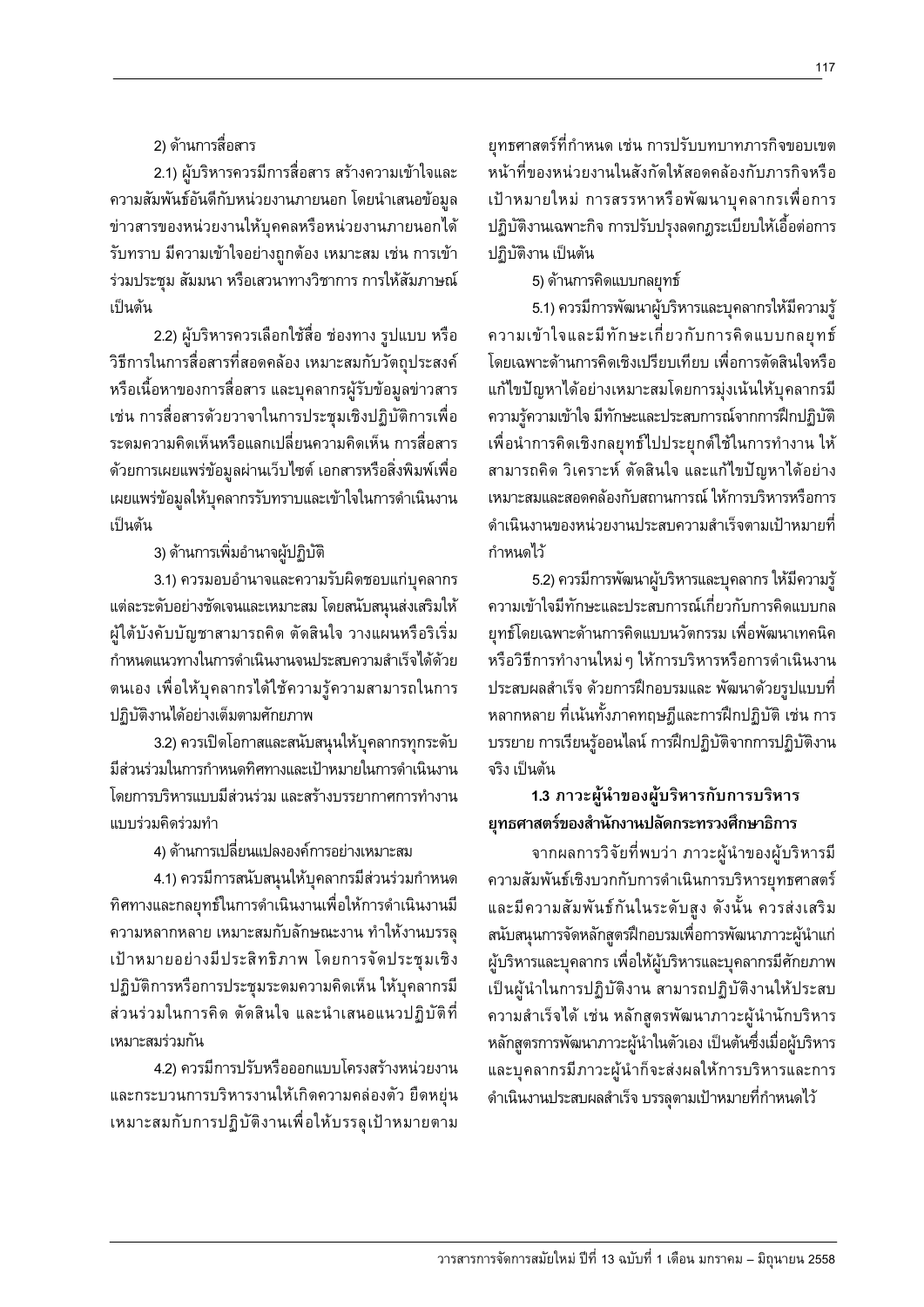2) ด้านการสื่อสาร

2.1) ผู้บริหารควรมีการสื่อสาร สร้างความเข้าใจและความสัมพันธ์อันดีกับหน่วยงานภายนอก โดยนำเสนอข้อมูลข่าวสารของหน่วยงานให้บุคคลหรือหน่วยงานภายนอกได้รับทราบ มีความเข้าใจอย่างถูกต้อง เหมาะสม เช่น การเข้าร่วมประชุม สัมมนา หรือเสวนาทางวิชาการ การให้สัมภาษณ์ เป็นต้น

2.2) ผู้บริหารควรเลือกใช้สื่อ ช่องทาง รูปแบบ หรือวิธีการในการสื่อสารที่สอดคล้อง เหมาะสมกับวัตถุประสงค์หรือเนื้อหาของการสื่อสาร และบุคลากรผู้รับข้อมูลข่าวสาร เช่น การสื่อสารด้วยวาจาในการประชุมเชิงปฏิบัติการเพื่อระดมความคิดเห็นหรือแลกเปลี่ยนความคิดเห็น การสื่อสารด้วยการเผยแพร่ข้อมูลผ่านเว็บไซต์ เอกสารหรือสิ่งพิมพ์เพื่อเผยแพร่ข้อมูลให้บุคลากรรับทราบและเข้าใจในการดำเนินงาน เป็นต้น

3) ด้านการเพิ่มอำนาจผู้ปฏิบัติ

3.1) ควรมอบอำนาจและความรับผิดชอบแก่บุคลากรแต่ละระดับอย่างชัดเจนและเหมาะสม โดยสนับสนุนส่งเสริมให้ผู้ใต้บังคับบัญชาสามารถคิด ตัดสินใจ วางแผนหรือริเริ่มกำหนดแนวทางในการดำเนินงานจนประสบความสำเร็จได้ด้วยตนเอง เพื่อให้บุคลากรได้ใช้ความรู้ความสามารถในการปฏิบัติงานได้อย่างเต็มตามศักยภาพ

3.2) ควรเปิดโอกาสและสนับสนุนให้บุคลากรทุกระดับมีส่วนร่วมในการกำหนดทิศทางและเป้าหมายในการดำเนินงาน โดยการบริหารแบบมีส่วนร่วม และสร้างบรรยากาศการทำงานแบบร่วมคิดร่วมทำ

4) ด้านการเปลี่ยนแปลงองค์การอย่างเหมาะสม

4.1) ควรมีการสนับสนุนให้บุคลากรมีส่วนร่วมกำหนดทิศทางและกลยุทธ์ในการดำเนินงานเพื่อให้การดำเนินงานมีความหลากหลาย เหมาะสมกับลักษณะงาน ทำให้งานบรรลุเป้าหมายอย่างมีประสิทธิภาพ โดยการจัดประชุมเชิงปฏิบัติการหรือการประชุมระดมความคิดเห็น ให้บุคลากรมีส่วนร่วมในการคิด ตัดสินใจ และนำเสนอแนวปฏิบัติที่เหมาะสมร่วมกัน

4.2) ควรมีการปรับหรือออกแบบโครงสร้างหน่วยงานและกระบวนการบริหารงานให้เกิดความคล่องตัว ยืดหยุ่น เหมาะสมกับการปฏิบัติงานเพื่อให้บรรลุเป้าหมายตามยุทธศาสตร์ที่กำหนด เช่น การปรับบทบาทภารกิจขอบเขตหน้าที่ของหน่วยงานในสังกัดให้สอดคล้องกับภารกิจหรือเป้าหมายใหม่ การสรรหาหรือพัฒนาบุคลากรเพื่อการปฏิบัติงานเฉพาะกิจ การปรับปรุงลดกฎระเบียบให้เอื้อต่อการปฏิบัติงาน เป็นต้น

5) ด้านการคิดแบบกลยุทธ์

5.1) ควรมีการพัฒนาผู้บริหารและบุคลากรให้มีความรู้ความเข้าใจและมีทักษะเกี่ยวกับการคิดแบบกลยุทธ์ โดยเฉพาะด้านการคิดเชิงเปรียบเทียบ เพื่อการตัดสินใจหรือแก้ไขปัญหาได้อย่างเหมาะสมโดยการมุ่งเน้นให้บุคลากรมีความรู้ความเข้าใจ มีทักษะและประสบการณ์จากการฝึกปฏิบัติ เพื่อนำการคิดเชิงกลยุทธ์ไปประยุกต์ใช้ในการทำงาน ให้สามารถคิด วิเคราะห์ ตัดสินใจ และแก้ไขปัญหาได้อย่างเหมาะสมและสอดคล้องกับสถานการณ์ ให้การบริหารหรือการดำเนินงานของหน่วยงานประสบความสำเร็จตามเป้าหมายที่กำหนดไว้

5.2) ควรมีการพัฒนาผู้บริหารและบุคลากร ให้มีความรู้ความเข้าใจมีทักษะและประสบการณ์เกี่ยวกับการคิดแบบกลยุทธ์โดยเฉพาะด้านการคิดแบบนวัตกรรม เพื่อพัฒนาเทคนิคหรือวิธีการทำงานใหม่ ๆ ให้การบริหารหรือการดำเนินงานประสบผลสำเร็จ ด้วยการฝึกอบรมและ พัฒนาด้วยรูปแบบที่หลากหลาย ที่เน้นทั้งภาคทฤษฎีและการฝึกปฏิบัติ เช่น การบรรยาย การเรียนรู้ออนไลน์ การฝึกปฏิบัติจากการปฏิบัติงานจริง เป็นต้น

### 1.3 ภาวะผู้นำของผู้บริหารกับการบริหารยุทธศาสตร์ของสำนักงานปลัดกระทรวงศึกษาธิการ

จากผลการวิจัยที่พบว่า ภาวะผู้นำของผู้บริหารมีความสัมพันธ์เชิงบวกกับการดำเนินการบริหารยุทธศาสตร์ และมีความสัมพันธ์กันในระดับสูง ดังนั้น ควรส่งเสริมสนับสนุนการจัดหลักสูตรฝึกอบรมเพื่อการพัฒนาภาวะผู้นำแก่ผู้บริหารและบุคลากร เพื่อให้ผู้บริหารและบุคลากรมีศักยภาพเป็นผู้นำในการปฏิบัติงาน สามารถปฏิบัติงานให้ประสบความสำเร็จได้ เช่น หลักสูตรพัฒนาภาวะผู้นำนักบริหาร หลักสูตรการพัฒนาภาวะผู้นำในตัวเอง เป็นต้นซึ่งเมื่อผู้บริหารและบุคลากรมีภาวะผู้นำก็จะส่งผลให้การบริหารและการดำเนินงานประสบผลสำเร็จ บรรลุตามเป้าหมายที่กำหนดไว้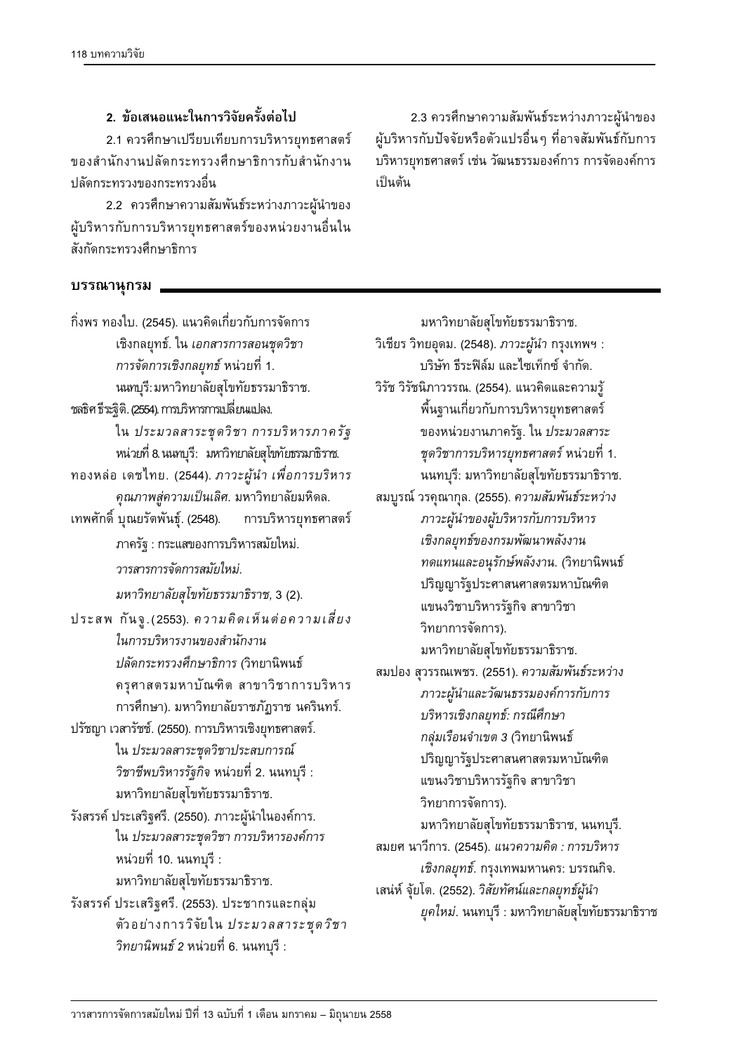**2. ข้อเสนอแนะในการวิจัยครั้งต่อไป**

2.1 ควรศึกษาเปรียบเทียบการบริหารยุทธศาสตร์ของสำนักงานปลัดกระทรวงศึกษาธิการกับสำนักงานปลัดกระทรวงของกระทรวงอื่น

2.2 ควรศึกษาความสัมพันธ์ระหว่างภาวะผู้นำของผู้บริหารกับการบริหารยุทธศาสตร์ของหน่วยงานอื่นในสังกัดกระทรวงศึกษาธิการ

2.3 ควรศึกษาความสัมพันธ์ระหว่างภาวะผู้นำของผู้บริหารกับปัจจัยหรือตัวแปรอื่นๆ ที่อาจสัมพันธ์กับการบริหารยุทธศาสตร์ เช่น วัฒนธรรมองค์การ การจัดองค์การ เป็นต้น

## บรรณานุกรม

กิ่งพร ทองใบ. (2545). แนวคิดเกี่ยวกับการจัดการเชิงกลยุทธ์. ใน *เอกสารการสอนชุดวิชาการจัดการเชิงกลยุทธ์* หน่วยที่ 1. นนทบุรี: มหาวิทยาลัยสุโขทัยธรรมาธิราช.

ชลิศ ธีระฐิติ. (2554). การบริหารการเปลี่ยนแปลง. ใน *ประมวลสาระชุดวิชา การบริหารภาครัฐ* หน่วยที่ 8. นนทบุรี: มหาวิทยาลัยสุโขทัยธรรมาธิราช.

ทองหล่อ เดชไทย. (2544). *ภาวะผู้นำ เพื่อการบริหารคุณภาพสู่ความเป็นเลิศ*. มหาวิทยาลัยมหิดล.

เทพศักดิ์ บุณยรัตพันธุ์. (2548). การบริหารยุทธศาสตร์ภาครัฐ : กระแสของการบริหารสมัยใหม่. *วารสารการจัดการสมัยใหม่. มหาวิทยาลัยสุโขทัยธรรมาธิราช*, 3 (2).

ประสพ กันจู. (2553). *ความคิดเห็นต่อความเสี่ยงในการบริหารงานของสำนักงานปลัดกระทรวงศึกษาธิการ* (วิทยานิพนธ์ครุศาสตรมหาบัณฑิต สาขาวิชาการบริหารการศึกษา). มหาวิทยาลัยราชภัฏราช นครินทร์.

ปรัชญา เวสารัชช์. (2550). การบริหารเชิงยุทธศาสตร์. ใน *ประมวลสาระชุดวิชาประสบการณ์วิชาชีพบริหารรัฐกิจ* หน่วยที่ 2. นนทบุรี : มหาวิทยาลัยสุโขทัยธรรมาธิราช.

รังสรรค์ ประเสริฐศรี. (2550). ภาวะผู้นำในองค์การ. ใน *ประมวลสาระชุดวิชา การบริหารองค์การ* หน่วยที่ 10. นนทบุรี : มหาวิทยาลัยสุโขทัยธรรมาธิราช.

รังสรรค์ ประเสริฐศรี. (2553). ประชากรและกลุ่มตัวอย่างการวิจัยใน *ประมวลสาระชุดวิชา วิทยานิพนธ์ 2* หน่วยที่ 6. นนทบุรี : มหาวิทยาลัยสุโขทัยธรรมาธิราช.

วิเชียร วิทยอุดม. (2548). *ภาวะผู้นำ* กรุงเทพฯ : บริษัท ธีระฟิล์ม และไซเท็กซ์ จำกัด.

วิรัช วิรัชนิภาวรรณ. (2554). แนวคิดและความรู้พื้นฐานเกี่ยวกับการบริหารยุทธศาสตร์ของหน่วยงานภาครัฐ. ใน *ประมวลสาระชุดวิชาการบริหารยุทธศาสตร์* หน่วยที่ 1. นนทบุรี: มหาวิทยาลัยสุโขทัยธรรมาธิราช.

สมบูรณ์ วรคุณากุล. (2555). *ความสัมพันธ์ระหว่างภาวะผู้นำของผู้บริหารกับการบริหารเชิงกลยุทธ์ของกรมพัฒนาพลังงานทดแทนและอนุรักษ์พลังงาน*. (วิทยานิพนธ์ปริญญารัฐประศาสนศาสตรมหาบัณฑิต แขนงวิชาบริหารรัฐกิจ สาขาวิชาวิทยาการจัดการ). มหาวิทยาลัยสุโขทัยธรรมาธิราช.

สมปอง สุวรรณเพชร. (2551). *ความสัมพันธ์ระหว่างภาวะผู้นำและวัฒนธรรมองค์การกับการบริหารเชิงกลยุทธ์: กรณีศึกษากลุ่มเรือนจำเขต 3* (วิทยานิพนธ์ปริญญารัฐประศาสนศาสตรมหาบัณฑิต แขนงวิชาบริหารรัฐกิจ สาขาวิชาวิทยาการจัดการ). มหาวิทยาลัยสุโขทัยธรรมาธิราช, นนทบุรี.

สมยศ นาวีการ. (2545). *แนวความคิด : การบริหารเชิงกลยุทธ์*. กรุงเทพมหานคร: บรรณกิจ.

เสน่ห์ จุ้ยโต. (2552). *วิสัยทัศน์และกลยุทธ์ผู้นำยุคใหม่*. นนทบุรี : มหาวิทยาลัยสุโขทัยธรรมาธิราช